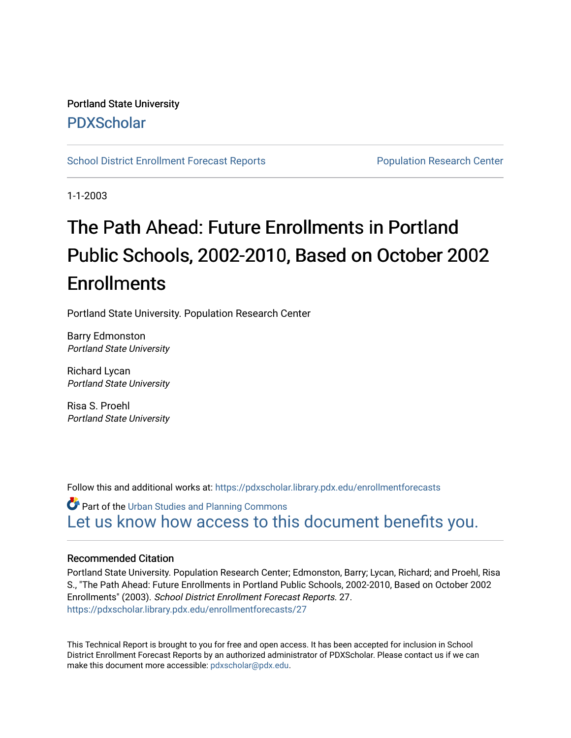Portland State University

PDXScholar

School District Enrollment Forecast Reports

Population Research Center

1-1-2003

# The Path Ahead: Future Enrollments in Portland Public Schools, 2002-2010, Based on October 2002 Enrollments

Portland State University. Population Research Center

Barry Edmonston
*Portland State University*

Richard Lycan
*Portland State University*

Risa S. Proehl
*Portland State University*

Follow this and additional works at: https://pdxscholar.library.pdx.edu/enrollmentforecasts

Part of the Urban Studies and Planning Commons

Let us know how access to this document benefits you.

### Recommended Citation

Portland State University. Population Research Center; Edmonston, Barry; Lycan, Richard; and Proehl, Risa S., "The Path Ahead: Future Enrollments in Portland Public Schools, 2002-2010, Based on October 2002 Enrollments" (2003). *School District Enrollment Forecast Reports*. 27.
https://pdxscholar.library.pdx.edu/enrollmentforecasts/27

This Technical Report is brought to you for free and open access. It has been accepted for inclusion in School District Enrollment Forecast Reports by an authorized administrator of PDXScholar. Please contact us if we can make this document more accessible: pdxscholar@pdx.edu.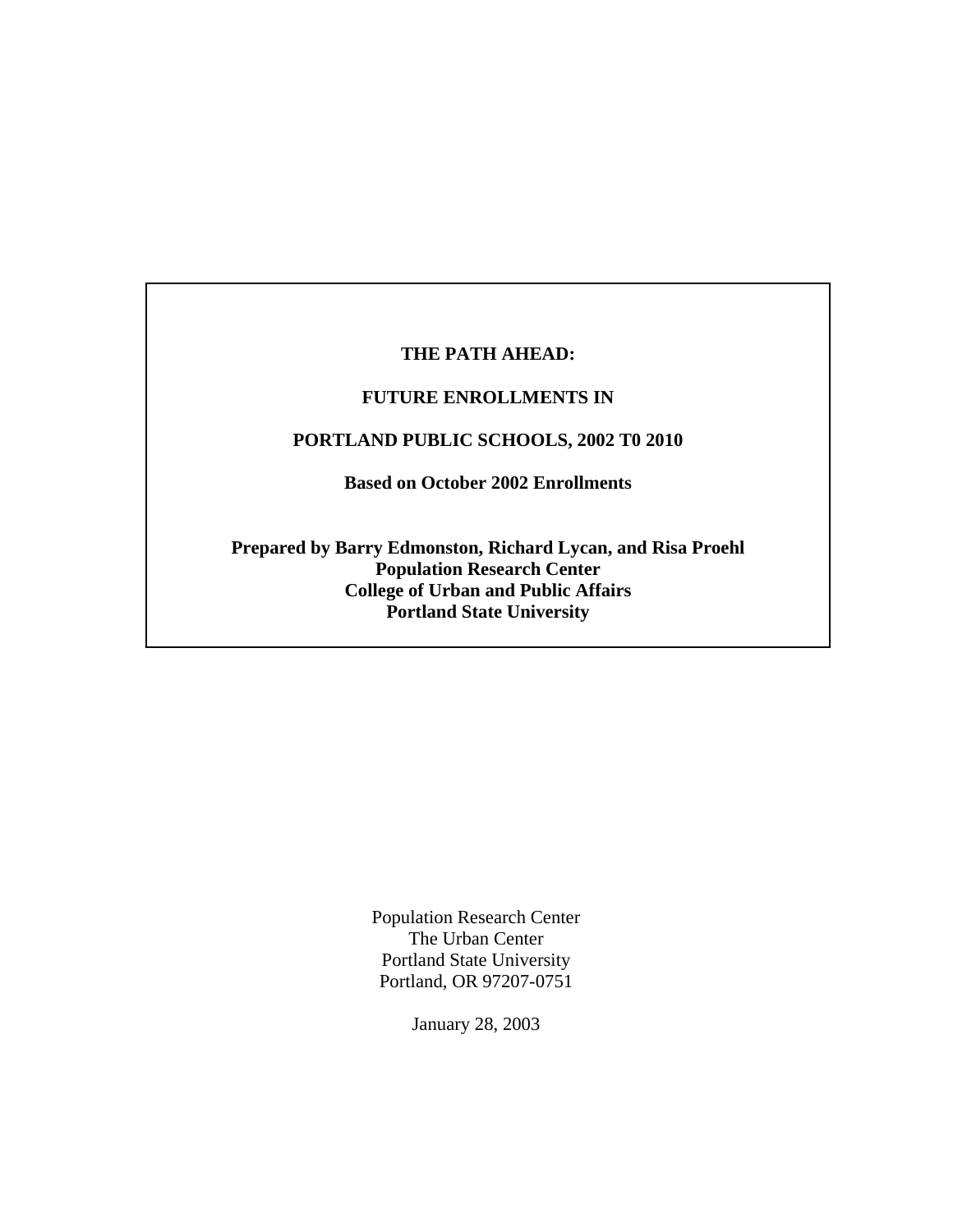**THE PATH AHEAD:**

**FUTURE ENROLLMENTS IN**

**PORTLAND PUBLIC SCHOOLS, 2002 T0 2010**

**Based on October 2002 Enrollments**

**Prepared by Barry Edmonston, Richard Lycan, and Risa Proehl**
**Population Research Center**
**College of Urban and Public Affairs**
**Portland State University**

Population Research Center
The Urban Center
Portland State University
Portland, OR 97207-0751

January 28, 2003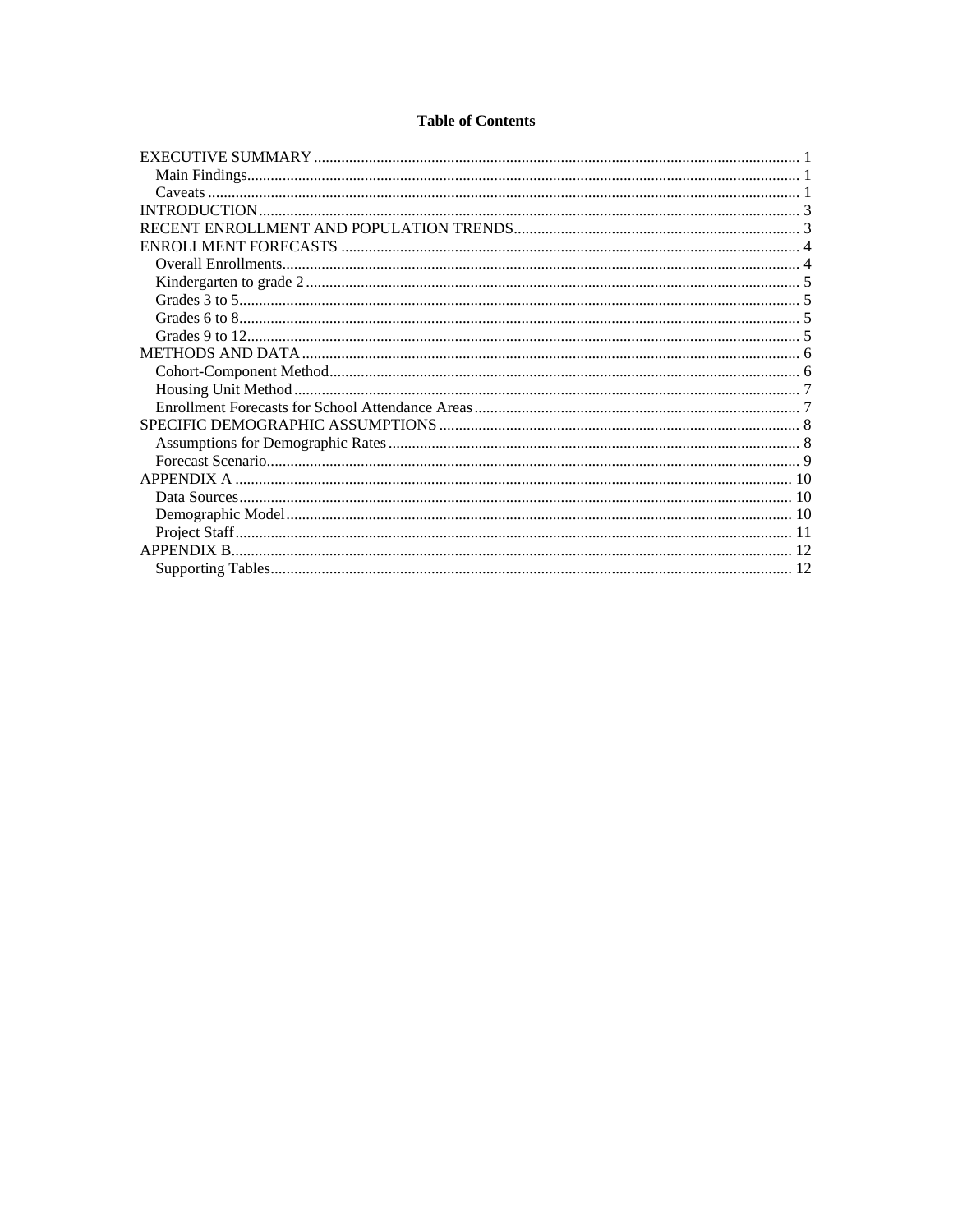**Table of Contents**

EXECUTIVE SUMMARY .......... 1
- Main Findings .......... 1
- Caveats .......... 1

INTRODUCTION .......... 3

RECENT ENROLLMENT AND POPULATION TRENDS .......... 3

ENROLLMENT FORECASTS .......... 4
- Overall Enrollments .......... 4
- Kindergarten to grade 2 .......... 5
- Grades 3 to 5 .......... 5
- Grades 6 to 8 .......... 5
- Grades 9 to 12 .......... 5

METHODS AND DATA .......... 6
- Cohort-Component Method .......... 6
- Housing Unit Method .......... 7
- Enrollment Forecasts for School Attendance Areas .......... 7

SPECIFIC DEMOGRAPHIC ASSUMPTIONS .......... 8
- Assumptions for Demographic Rates .......... 8
- Forecast Scenario .......... 9

APPENDIX A .......... 10
- Data Sources .......... 10
- Demographic Model .......... 10
- Project Staff .......... 11

APPENDIX B .......... 12
- Supporting Tables .......... 12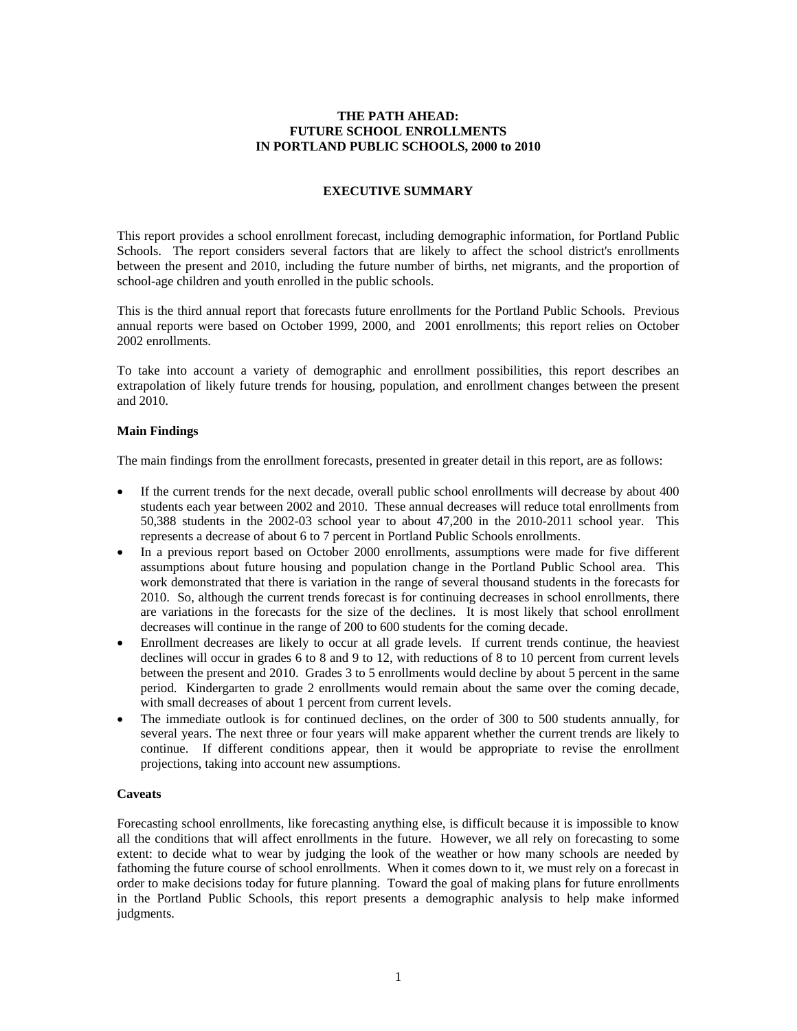**THE PATH AHEAD:**
**FUTURE SCHOOL ENROLLMENTS**
**IN PORTLAND PUBLIC SCHOOLS, 2000 to 2010**

## EXECUTIVE SUMMARY

This report provides a school enrollment forecast, including demographic information, for Portland Public Schools. The report considers several factors that are likely to affect the school district's enrollments between the present and 2010, including the future number of births, net migrants, and the proportion of school-age children and youth enrolled in the public schools.

This is the third annual report that forecasts future enrollments for the Portland Public Schools. Previous annual reports were based on October 1999, 2000, and 2001 enrollments; this report relies on October 2002 enrollments.

To take into account a variety of demographic and enrollment possibilities, this report describes an extrapolation of likely future trends for housing, population, and enrollment changes between the present and 2010.

### Main Findings

The main findings from the enrollment forecasts, presented in greater detail in this report, are as follows:

- If the current trends for the next decade, overall public school enrollments will decrease by about 400 students each year between 2002 and 2010. These annual decreases will reduce total enrollments from 50,388 students in the 2002-03 school year to about 47,200 in the 2010-2011 school year. This represents a decrease of about 6 to 7 percent in Portland Public Schools enrollments.
- In a previous report based on October 2000 enrollments, assumptions were made for five different assumptions about future housing and population change in the Portland Public School area. This work demonstrated that there is variation in the range of several thousand students in the forecasts for 2010. So, although the current trends forecast is for continuing decreases in school enrollments, there are variations in the forecasts for the size of the declines. It is most likely that school enrollment decreases will continue in the range of 200 to 600 students for the coming decade.
- Enrollment decreases are likely to occur at all grade levels. If current trends continue, the heaviest declines will occur in grades 6 to 8 and 9 to 12, with reductions of 8 to 10 percent from current levels between the present and 2010. Grades 3 to 5 enrollments would decline by about 5 percent in the same period. Kindergarten to grade 2 enrollments would remain about the same over the coming decade, with small decreases of about 1 percent from current levels.
- The immediate outlook is for continued declines, on the order of 300 to 500 students annually, for several years. The next three or four years will make apparent whether the current trends are likely to continue. If different conditions appear, then it would be appropriate to revise the enrollment projections, taking into account new assumptions.

### Caveats

Forecasting school enrollments, like forecasting anything else, is difficult because it is impossible to know all the conditions that will affect enrollments in the future. However, we all rely on forecasting to some extent: to decide what to wear by judging the look of the weather or how many schools are needed by fathoming the future course of school enrollments. When it comes down to it, we must rely on a forecast in order to make decisions today for future planning. Toward the goal of making plans for future enrollments in the Portland Public Schools, this report presents a demographic analysis to help make informed judgments.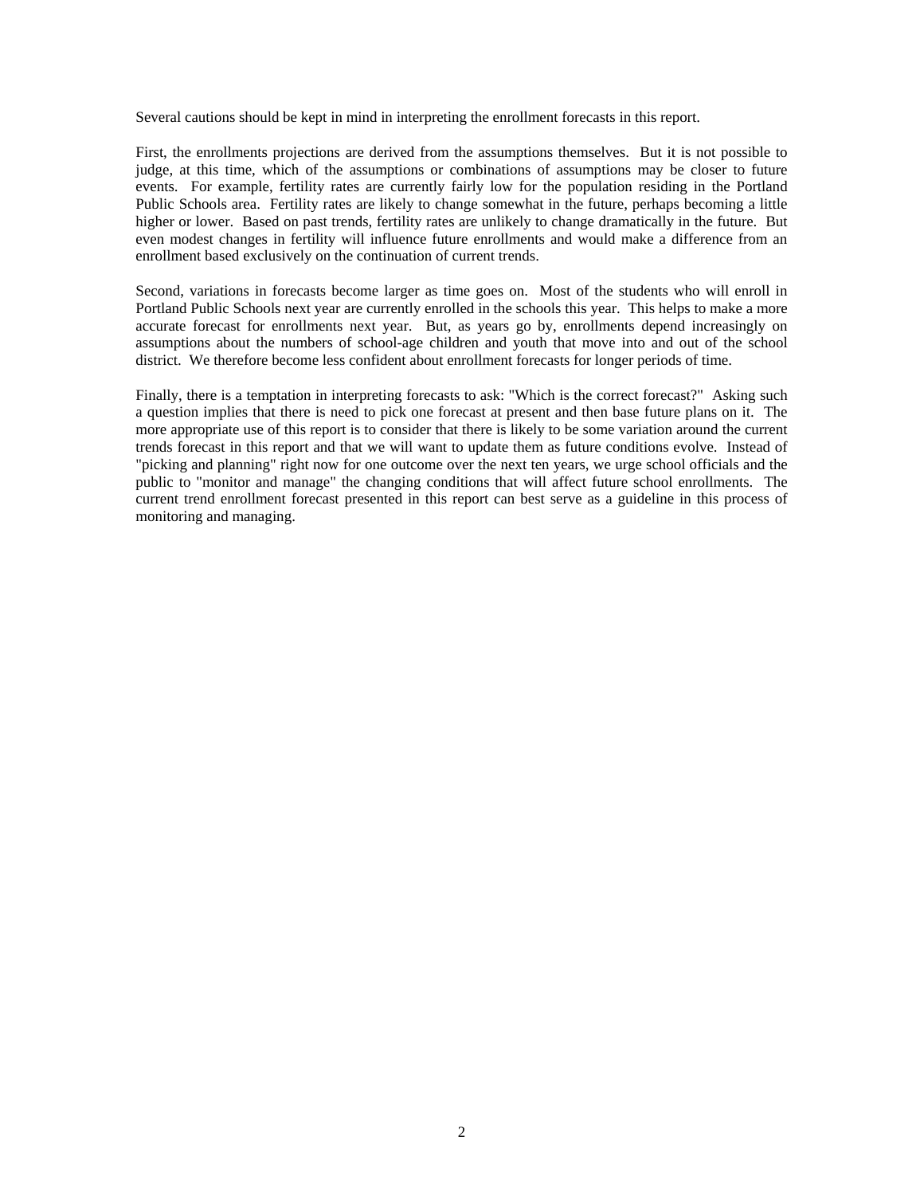Several cautions should be kept in mind in interpreting the enrollment forecasts in this report.

First, the enrollments projections are derived from the assumptions themselves. But it is not possible to judge, at this time, which of the assumptions or combinations of assumptions may be closer to future events. For example, fertility rates are currently fairly low for the population residing in the Portland Public Schools area. Fertility rates are likely to change somewhat in the future, perhaps becoming a little higher or lower. Based on past trends, fertility rates are unlikely to change dramatically in the future. But even modest changes in fertility will influence future enrollments and would make a difference from an enrollment based exclusively on the continuation of current trends.

Second, variations in forecasts become larger as time goes on. Most of the students who will enroll in Portland Public Schools next year are currently enrolled in the schools this year. This helps to make a more accurate forecast for enrollments next year. But, as years go by, enrollments depend increasingly on assumptions about the numbers of school-age children and youth that move into and out of the school district. We therefore become less confident about enrollment forecasts for longer periods of time.

Finally, there is a temptation in interpreting forecasts to ask: "Which is the correct forecast?" Asking such a question implies that there is need to pick one forecast at present and then base future plans on it. The more appropriate use of this report is to consider that there is likely to be some variation around the current trends forecast in this report and that we will want to update them as future conditions evolve. Instead of "picking and planning" right now for one outcome over the next ten years, we urge school officials and the public to "monitor and manage" the changing conditions that will affect future school enrollments. The current trend enrollment forecast presented in this report can best serve as a guideline in this process of monitoring and managing.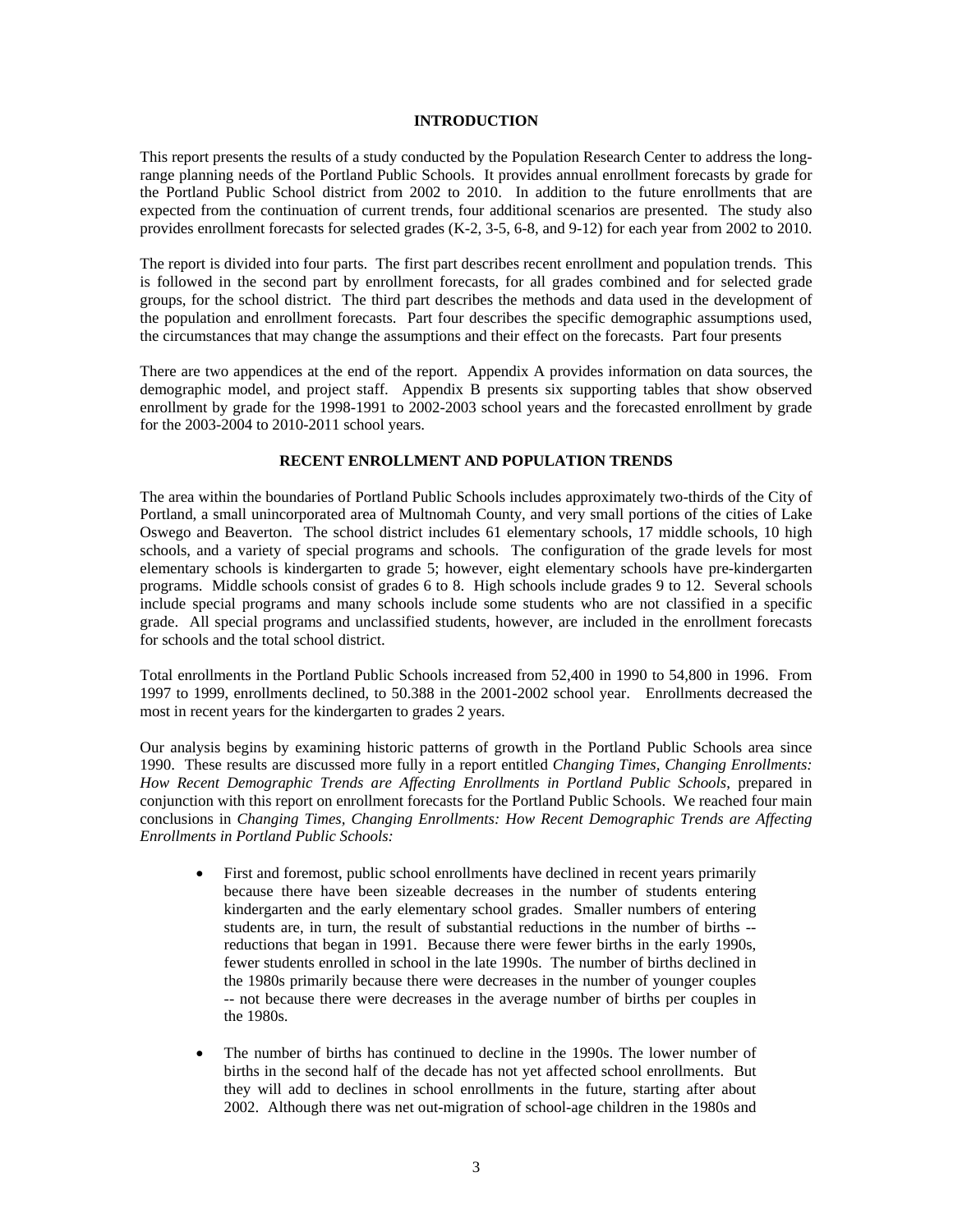## INTRODUCTION

This report presents the results of a study conducted by the Population Research Center to address the long-range planning needs of the Portland Public Schools. It provides annual enrollment forecasts by grade for the Portland Public School district from 2002 to 2010. In addition to the future enrollments that are expected from the continuation of current trends, four additional scenarios are presented. The study also provides enrollment forecasts for selected grades (K-2, 3-5, 6-8, and 9-12) for each year from 2002 to 2010.

The report is divided into four parts. The first part describes recent enrollment and population trends. This is followed in the second part by enrollment forecasts, for all grades combined and for selected grade groups, for the school district. The third part describes the methods and data used in the development of the population and enrollment forecasts. Part four describes the specific demographic assumptions used, the circumstances that may change the assumptions and their effect on the forecasts. Part four presents

There are two appendices at the end of the report. Appendix A provides information on data sources, the demographic model, and project staff. Appendix B presents six supporting tables that show observed enrollment by grade for the 1998-1991 to 2002-2003 school years and the forecasted enrollment by grade for the 2003-2004 to 2010-2011 school years.

## RECENT ENROLLMENT AND POPULATION TRENDS

The area within the boundaries of Portland Public Schools includes approximately two-thirds of the City of Portland, a small unincorporated area of Multnomah County, and very small portions of the cities of Lake Oswego and Beaverton. The school district includes 61 elementary schools, 17 middle schools, 10 high schools, and a variety of special programs and schools. The configuration of the grade levels for most elementary schools is kindergarten to grade 5; however, eight elementary schools have pre-kindergarten programs. Middle schools consist of grades 6 to 8. High schools include grades 9 to 12. Several schools include special programs and many schools include some students who are not classified in a specific grade. All special programs and unclassified students, however, are included in the enrollment forecasts for schools and the total school district.

Total enrollments in the Portland Public Schools increased from 52,400 in 1990 to 54,800 in 1996. From 1997 to 1999, enrollments declined, to 50.388 in the 2001-2002 school year. Enrollments decreased the most in recent years for the kindergarten to grades 2 years.

Our analysis begins by examining historic patterns of growth in the Portland Public Schools area since 1990. These results are discussed more fully in a report entitled *Changing Times, Changing Enrollments: How Recent Demographic Trends are Affecting Enrollments in Portland Public Schools*, prepared in conjunction with this report on enrollment forecasts for the Portland Public Schools. We reached four main conclusions in *Changing Times, Changing Enrollments: How Recent Demographic Trends are Affecting Enrollments in Portland Public Schools:*

- First and foremost, public school enrollments have declined in recent years primarily because there have been sizeable decreases in the number of students entering kindergarten and the early elementary school grades. Smaller numbers of entering students are, in turn, the result of substantial reductions in the number of births -- reductions that began in 1991. Because there were fewer births in the early 1990s, fewer students enrolled in school in the late 1990s. The number of births declined in the 1980s primarily because there were decreases in the number of younger couples -- not because there were decreases in the average number of births per couples in the 1980s.

- The number of births has continued to decline in the 1990s. The lower number of births in the second half of the decade has not yet affected school enrollments. But they will add to declines in school enrollments in the future, starting after about 2002. Although there was net out-migration of school-age children in the 1980s and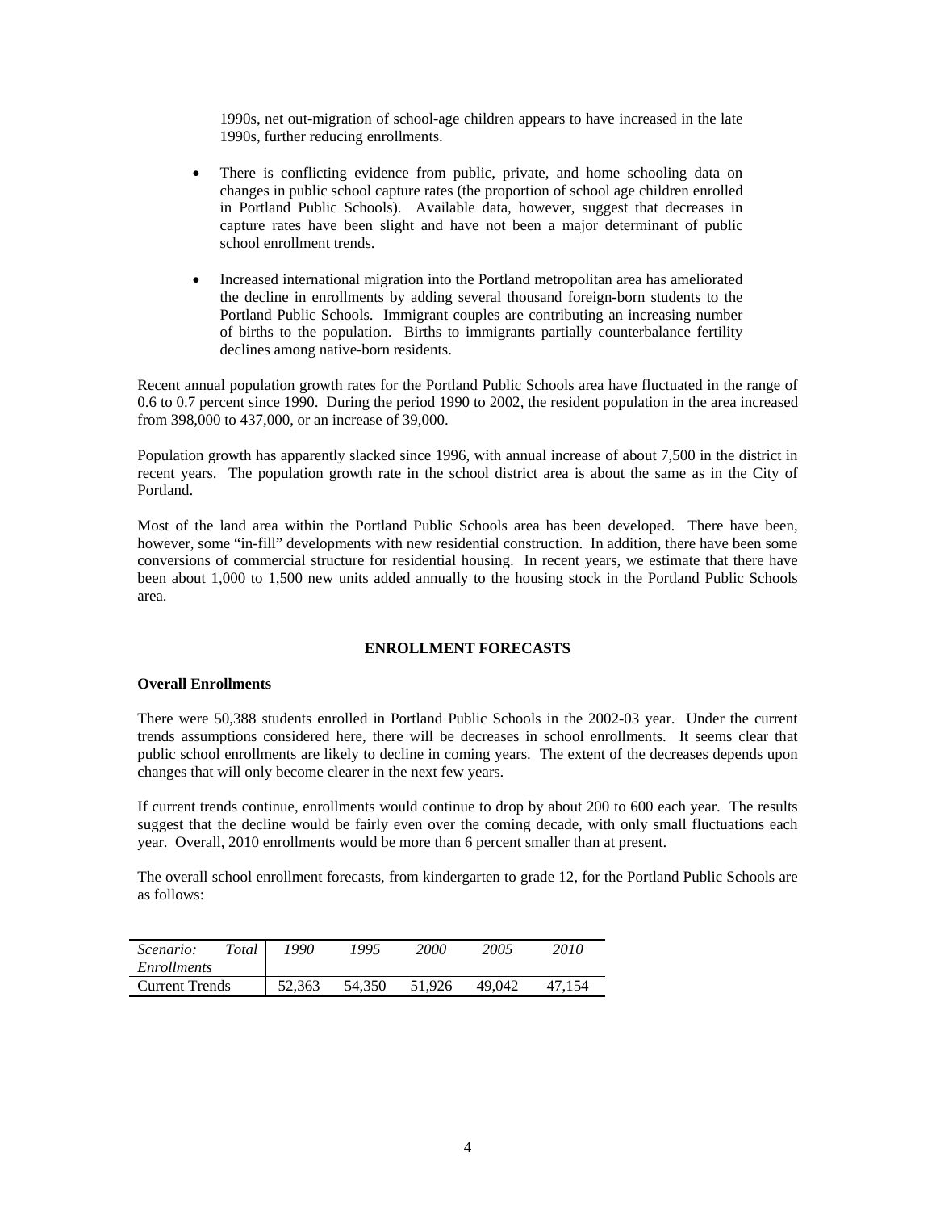1990s, net out-migration of school-age children appears to have increased in the late 1990s, further reducing enrollments.

- There is conflicting evidence from public, private, and home schooling data on changes in public school capture rates (the proportion of school age children enrolled in Portland Public Schools). Available data, however, suggest that decreases in capture rates have been slight and have not been a major determinant of public school enrollment trends.

- Increased international migration into the Portland metropolitan area has ameliorated the decline in enrollments by adding several thousand foreign-born students to the Portland Public Schools. Immigrant couples are contributing an increasing number of births to the population. Births to immigrants partially counterbalance fertility declines among native-born residents.

Recent annual population growth rates for the Portland Public Schools area have fluctuated in the range of 0.6 to 0.7 percent since 1990. During the period 1990 to 2002, the resident population in the area increased from 398,000 to 437,000, or an increase of 39,000.

Population growth has apparently slacked since 1996, with annual increase of about 7,500 in the district in recent years. The population growth rate in the school district area is about the same as in the City of Portland.

Most of the land area within the Portland Public Schools area has been developed. There have been, however, some "in-fill" developments with new residential construction. In addition, there have been some conversions of commercial structure for residential housing. In recent years, we estimate that there have been about 1,000 to 1,500 new units added annually to the housing stock in the Portland Public Schools area.

## ENROLLMENT FORECASTS

### Overall Enrollments

There were 50,388 students enrolled in Portland Public Schools in the 2002-03 year. Under the current trends assumptions considered here, there will be decreases in school enrollments. It seems clear that public school enrollments are likely to decline in coming years. The extent of the decreases depends upon changes that will only become clearer in the next few years.

If current trends continue, enrollments would continue to drop by about 200 to 600 each year. The results suggest that the decline would be fairly even over the coming decade, with only small fluctuations each year. Overall, 2010 enrollments would be more than 6 percent smaller than at present.

The overall school enrollment forecasts, from kindergarten to grade 12, for the Portland Public Schools are as follows:

| *Scenario: Total Enrollments* | *1990* | *1995* | *2000* | *2005* | *2010* |
|---|---|---|---|---|---|
| Current Trends | 52,363 | 54,350 | 51,926 | 49,042 | 47,154 |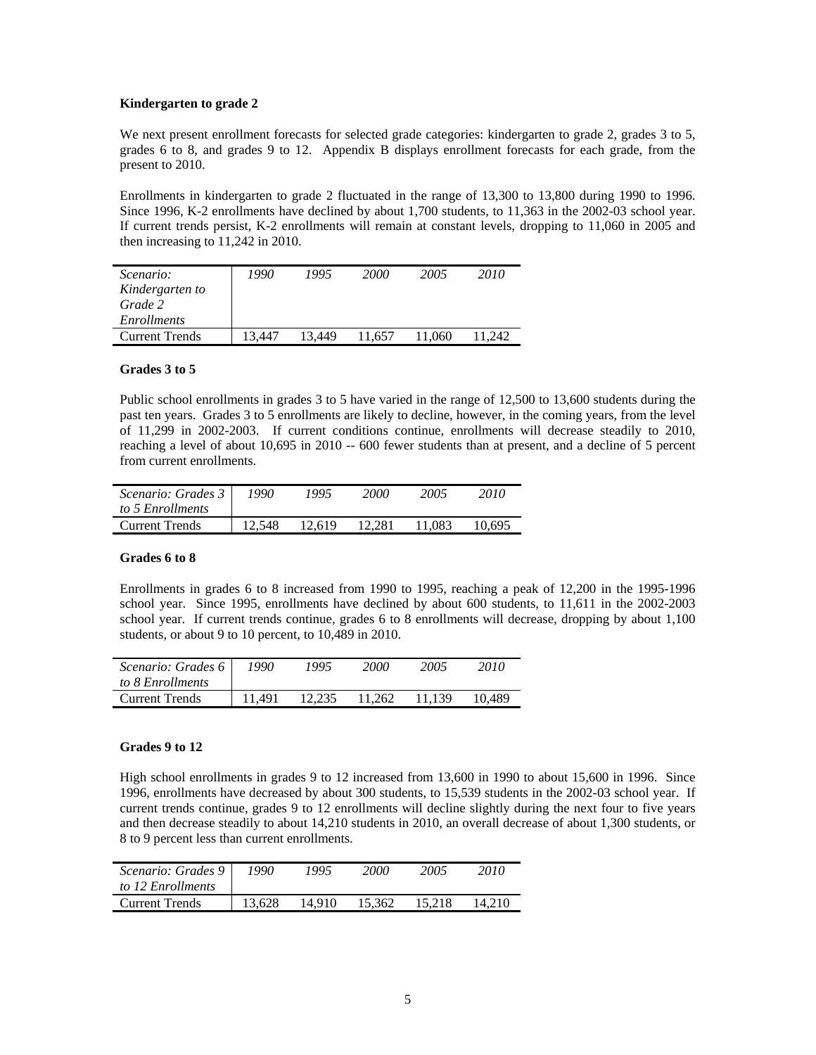**Kindergarten to grade 2**

We next present enrollment forecasts for selected grade categories: kindergarten to grade 2, grades 3 to 5, grades 6 to 8, and grades 9 to 12. Appendix B displays enrollment forecasts for each grade, from the present to 2010.

Enrollments in kindergarten to grade 2 fluctuated in the range of 13,300 to 13,800 during 1990 to 1996. Since 1996, K-2 enrollments have declined by about 1,700 students, to 11,363 in the 2002-03 school year. If current trends persist, K-2 enrollments will remain at constant levels, dropping to 11,060 in 2005 and then increasing to 11,242 in 2010.

| *Scenario: Kindergarten to Grade 2 Enrollments* | *1990* | *1995* | *2000* | *2005* | *2010* |
|---|---|---|---|---|---|
| Current Trends | 13,447 | 13,449 | 11,657 | 11,060 | 11,242 |

**Grades 3 to 5**

Public school enrollments in grades 3 to 5 have varied in the range of 12,500 to 13,600 students during the past ten years. Grades 3 to 5 enrollments are likely to decline, however, in the coming years, from the level of 11,299 in 2002-2003. If current conditions continue, enrollments will decrease steadily to 2010, reaching a level of about 10,695 in 2010 -- 600 fewer students than at present, and a decline of 5 percent from current enrollments.

| *Scenario: Grades 3 to 5 Enrollments* | *1990* | *1995* | *2000* | *2005* | *2010* |
|---|---|---|---|---|---|
| Current Trends | 12,548 | 12,619 | 12,281 | 11,083 | 10,695 |

**Grades 6 to 8**

Enrollments in grades 6 to 8 increased from 1990 to 1995, reaching a peak of 12,200 in the 1995-1996 school year. Since 1995, enrollments have declined by about 600 students, to 11,611 in the 2002-2003 school year. If current trends continue, grades 6 to 8 enrollments will decrease, dropping by about 1,100 students, or about 9 to 10 percent, to 10,489 in 2010.

| *Scenario: Grades 6 to 8 Enrollments* | *1990* | *1995* | *2000* | *2005* | *2010* |
|---|---|---|---|---|---|
| Current Trends | 11,491 | 12,235 | 11,262 | 11,139 | 10,489 |

**Grades 9 to 12**

High school enrollments in grades 9 to 12 increased from 13,600 in 1990 to about 15,600 in 1996. Since 1996, enrollments have decreased by about 300 students, to 15,539 students in the 2002-03 school year. If current trends continue, grades 9 to 12 enrollments will decline slightly during the next four to five years and then decrease steadily to about 14,210 students in 2010, an overall decrease of about 1,300 students, or 8 to 9 percent less than current enrollments.

| *Scenario: Grades 9 to 12 Enrollments* | *1990* | *1995* | *2000* | *2005* | *2010* |
|---|---|---|---|---|---|
| Current Trends | 13,628 | 14,910 | 15,362 | 15,218 | 14,210 |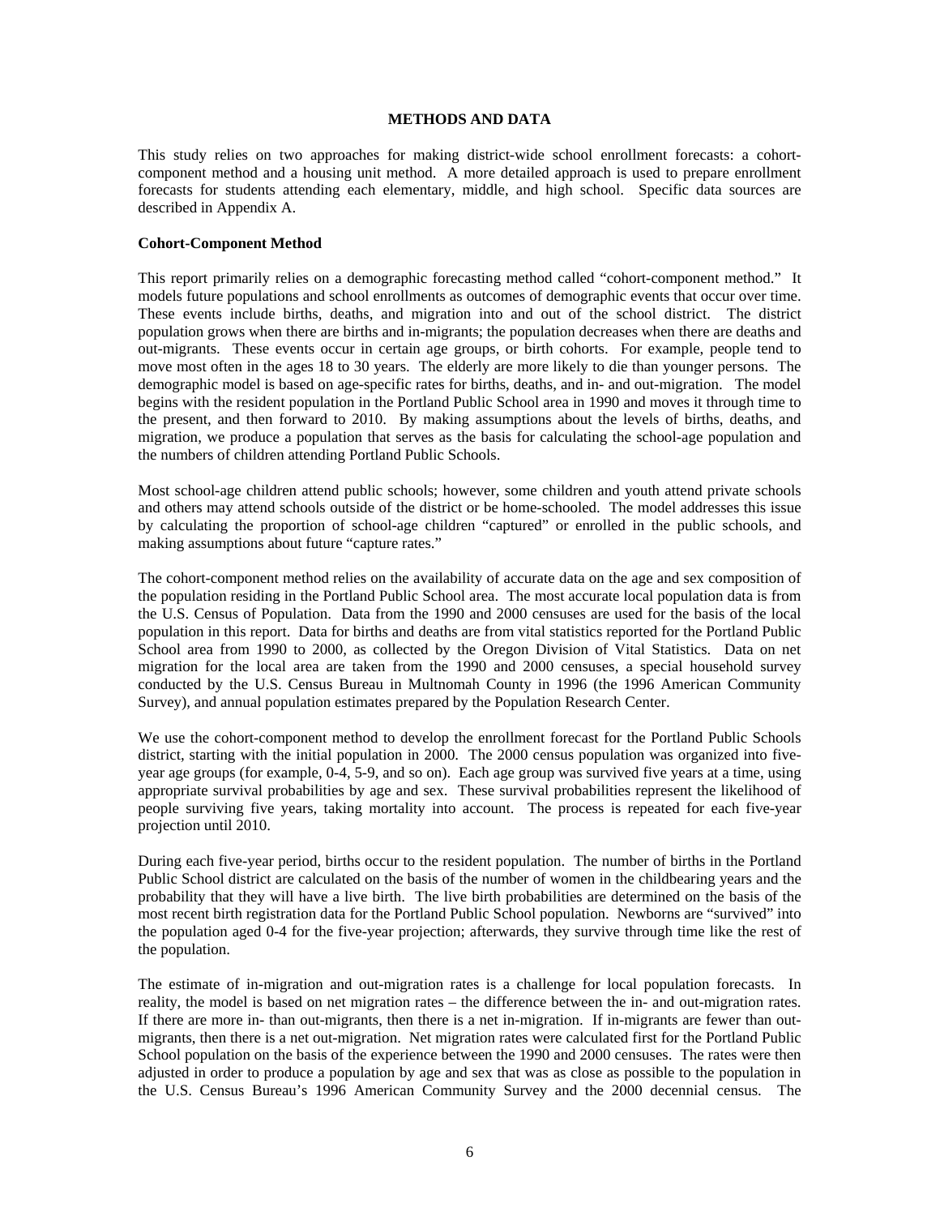## METHODS AND DATA

This study relies on two approaches for making district-wide school enrollment forecasts: a cohort-component method and a housing unit method. A more detailed approach is used to prepare enrollment forecasts for students attending each elementary, middle, and high school. Specific data sources are described in Appendix A.

### Cohort-Component Method

This report primarily relies on a demographic forecasting method called "cohort-component method." It models future populations and school enrollments as outcomes of demographic events that occur over time. These events include births, deaths, and migration into and out of the school district. The district population grows when there are births and in-migrants; the population decreases when there are deaths and out-migrants. These events occur in certain age groups, or birth cohorts. For example, people tend to move most often in the ages 18 to 30 years. The elderly are more likely to die than younger persons. The demographic model is based on age-specific rates for births, deaths, and in- and out-migration. The model begins with the resident population in the Portland Public School area in 1990 and moves it through time to the present, and then forward to 2010. By making assumptions about the levels of births, deaths, and migration, we produce a population that serves as the basis for calculating the school-age population and the numbers of children attending Portland Public Schools.

Most school-age children attend public schools; however, some children and youth attend private schools and others may attend schools outside of the district or be home-schooled. The model addresses this issue by calculating the proportion of school-age children "captured" or enrolled in the public schools, and making assumptions about future "capture rates."

The cohort-component method relies on the availability of accurate data on the age and sex composition of the population residing in the Portland Public School area. The most accurate local population data is from the U.S. Census of Population. Data from the 1990 and 2000 censuses are used for the basis of the local population in this report. Data for births and deaths are from vital statistics reported for the Portland Public School area from 1990 to 2000, as collected by the Oregon Division of Vital Statistics. Data on net migration for the local area are taken from the 1990 and 2000 censuses, a special household survey conducted by the U.S. Census Bureau in Multnomah County in 1996 (the 1996 American Community Survey), and annual population estimates prepared by the Population Research Center.

We use the cohort-component method to develop the enrollment forecast for the Portland Public Schools district, starting with the initial population in 2000. The 2000 census population was organized into five-year age groups (for example, 0-4, 5-9, and so on). Each age group was survived five years at a time, using appropriate survival probabilities by age and sex. These survival probabilities represent the likelihood of people surviving five years, taking mortality into account. The process is repeated for each five-year projection until 2010.

During each five-year period, births occur to the resident population. The number of births in the Portland Public School district are calculated on the basis of the number of women in the childbearing years and the probability that they will have a live birth. The live birth probabilities are determined on the basis of the most recent birth registration data for the Portland Public School population. Newborns are "survived" into the population aged 0-4 for the five-year projection; afterwards, they survive through time like the rest of the population.

The estimate of in-migration and out-migration rates is a challenge for local population forecasts. In reality, the model is based on net migration rates – the difference between the in- and out-migration rates. If there are more in- than out-migrants, then there is a net in-migration. If in-migrants are fewer than out-migrants, then there is a net out-migration. Net migration rates were calculated first for the Portland Public School population on the basis of the experience between the 1990 and 2000 censuses. The rates were then adjusted in order to produce a population by age and sex that was as close as possible to the population in the U.S. Census Bureau's 1996 American Community Survey and the 2000 decennial census. The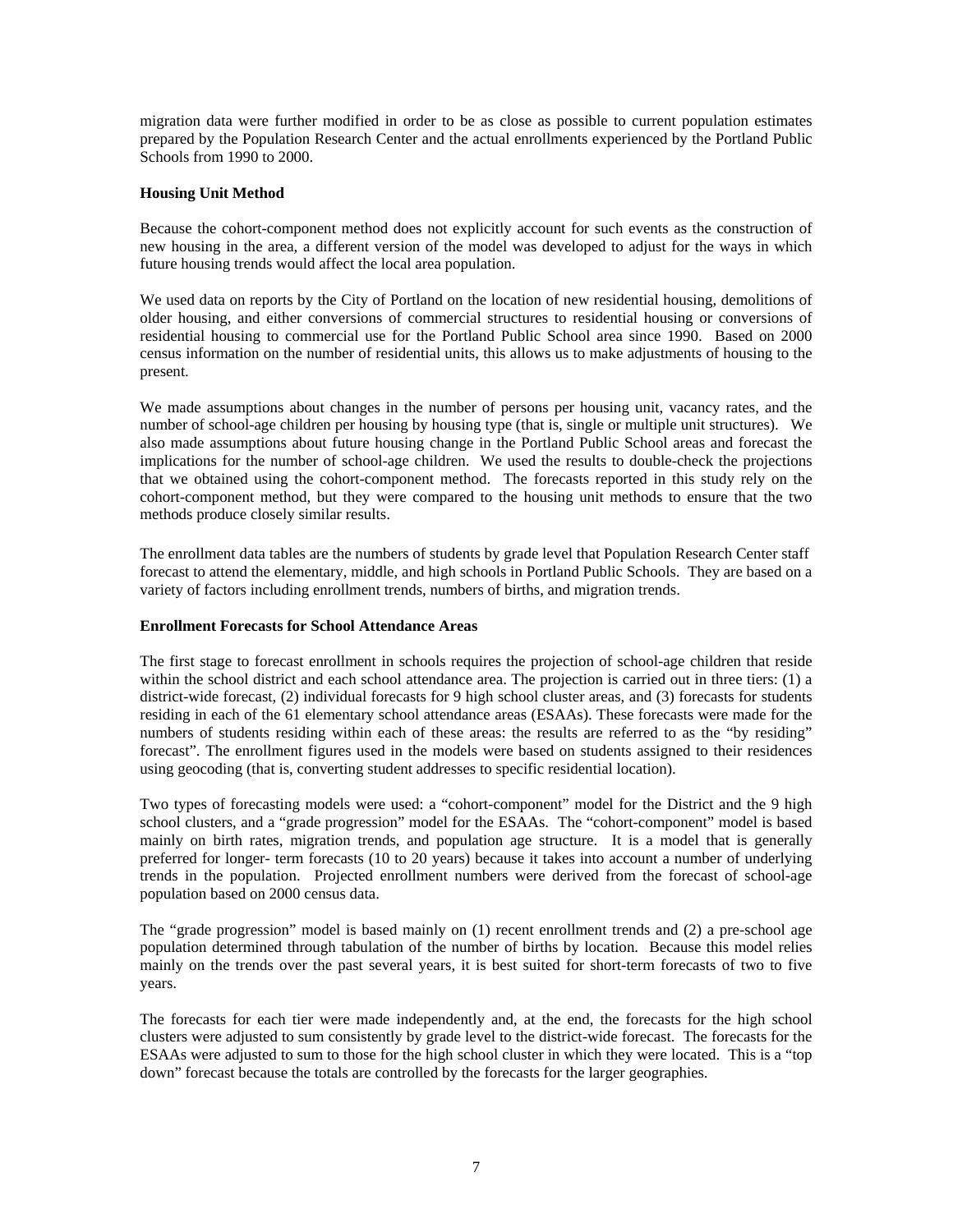migration data were further modified in order to be as close as possible to current population estimates prepared by the Population Research Center and the actual enrollments experienced by the Portland Public Schools from 1990 to 2000.

**Housing Unit Method**

Because the cohort-component method does not explicitly account for such events as the construction of new housing in the area, a different version of the model was developed to adjust for the ways in which future housing trends would affect the local area population.

We used data on reports by the City of Portland on the location of new residential housing, demolitions of older housing, and either conversions of commercial structures to residential housing or conversions of residential housing to commercial use for the Portland Public School area since 1990. Based on 2000 census information on the number of residential units, this allows us to make adjustments of housing to the present.

We made assumptions about changes in the number of persons per housing unit, vacancy rates, and the number of school-age children per housing by housing type (that is, single or multiple unit structures). We also made assumptions about future housing change in the Portland Public School areas and forecast the implications for the number of school-age children. We used the results to double-check the projections that we obtained using the cohort-component method. The forecasts reported in this study rely on the cohort-component method, but they were compared to the housing unit methods to ensure that the two methods produce closely similar results.

The enrollment data tables are the numbers of students by grade level that Population Research Center staff forecast to attend the elementary, middle, and high schools in Portland Public Schools. They are based on a variety of factors including enrollment trends, numbers of births, and migration trends.

**Enrollment Forecasts for School Attendance Areas**

The first stage to forecast enrollment in schools requires the projection of school-age children that reside within the school district and each school attendance area. The projection is carried out in three tiers: (1) a district-wide forecast, (2) individual forecasts for 9 high school cluster areas, and (3) forecasts for students residing in each of the 61 elementary school attendance areas (ESAAs). These forecasts were made for the numbers of students residing within each of these areas: the results are referred to as the "by residing" forecast". The enrollment figures used in the models were based on students assigned to their residences using geocoding (that is, converting student addresses to specific residential location).

Two types of forecasting models were used: a "cohort-component" model for the District and the 9 high school clusters, and a "grade progression" model for the ESAAs. The "cohort-component" model is based mainly on birth rates, migration trends, and population age structure. It is a model that is generally preferred for longer- term forecasts (10 to 20 years) because it takes into account a number of underlying trends in the population. Projected enrollment numbers were derived from the forecast of school-age population based on 2000 census data.

The "grade progression" model is based mainly on (1) recent enrollment trends and (2) a pre-school age population determined through tabulation of the number of births by location. Because this model relies mainly on the trends over the past several years, it is best suited for short-term forecasts of two to five years.

The forecasts for each tier were made independently and, at the end, the forecasts for the high school clusters were adjusted to sum consistently by grade level to the district-wide forecast. The forecasts for the ESAAs were adjusted to sum to those for the high school cluster in which they were located. This is a "top down" forecast because the totals are controlled by the forecasts for the larger geographies.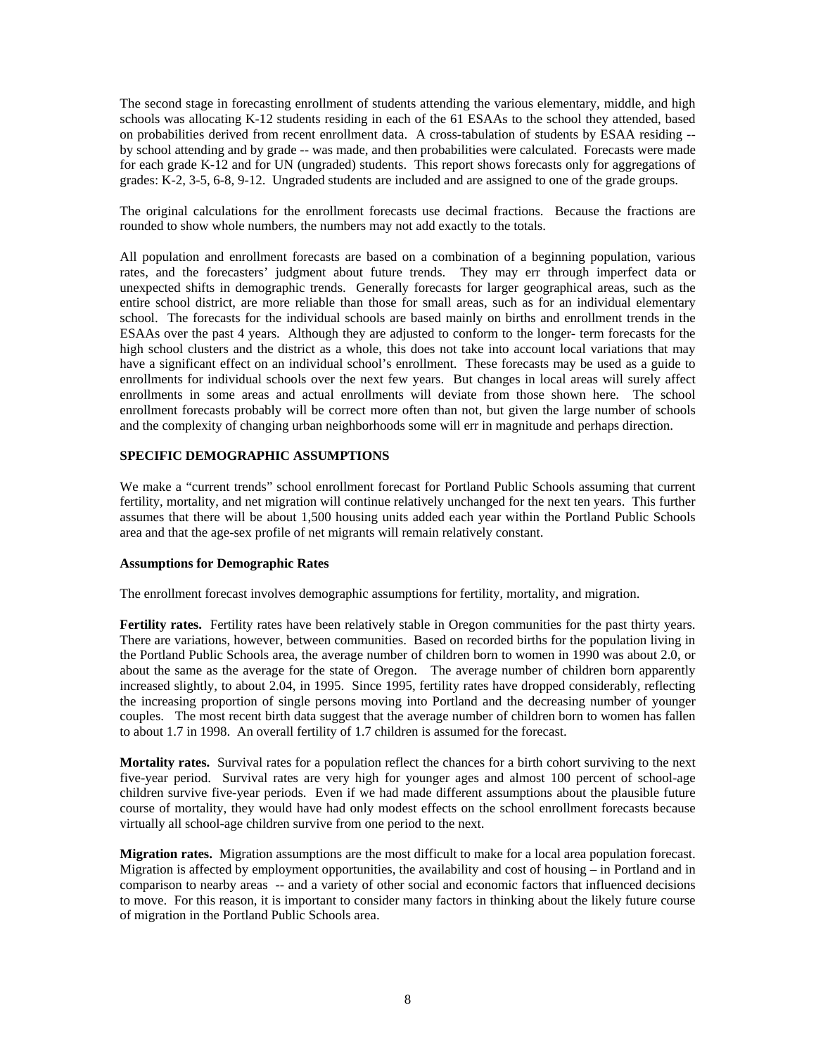The second stage in forecasting enrollment of students attending the various elementary, middle, and high schools was allocating K-12 students residing in each of the 61 ESAAs to the school they attended, based on probabilities derived from recent enrollment data. A cross-tabulation of students by ESAA residing -- by school attending and by grade -- was made, and then probabilities were calculated. Forecasts were made for each grade K-12 and for UN (ungraded) students. This report shows forecasts only for aggregations of grades: K-2, 3-5, 6-8, 9-12. Ungraded students are included and are assigned to one of the grade groups.

The original calculations for the enrollment forecasts use decimal fractions. Because the fractions are rounded to show whole numbers, the numbers may not add exactly to the totals.

All population and enrollment forecasts are based on a combination of a beginning population, various rates, and the forecasters' judgment about future trends. They may err through imperfect data or unexpected shifts in demographic trends. Generally forecasts for larger geographical areas, such as the entire school district, are more reliable than those for small areas, such as for an individual elementary school. The forecasts for the individual schools are based mainly on births and enrollment trends in the ESAAs over the past 4 years. Although they are adjusted to conform to the longer- term forecasts for the high school clusters and the district as a whole, this does not take into account local variations that may have a significant effect on an individual school's enrollment. These forecasts may be used as a guide to enrollments for individual schools over the next few years. But changes in local areas will surely affect enrollments in some areas and actual enrollments will deviate from those shown here. The school enrollment forecasts probably will be correct more often than not, but given the large number of schools and the complexity of changing urban neighborhoods some will err in magnitude and perhaps direction.

## SPECIFIC DEMOGRAPHIC ASSUMPTIONS

We make a "current trends" school enrollment forecast for Portland Public Schools assuming that current fertility, mortality, and net migration will continue relatively unchanged for the next ten years. This further assumes that there will be about 1,500 housing units added each year within the Portland Public Schools area and that the age-sex profile of net migrants will remain relatively constant.

### Assumptions for Demographic Rates

The enrollment forecast involves demographic assumptions for fertility, mortality, and migration.

**Fertility rates.** Fertility rates have been relatively stable in Oregon communities for the past thirty years. There are variations, however, between communities. Based on recorded births for the population living in the Portland Public Schools area, the average number of children born to women in 1990 was about 2.0, or about the same as the average for the state of Oregon. The average number of children born apparently increased slightly, to about 2.04, in 1995. Since 1995, fertility rates have dropped considerably, reflecting the increasing proportion of single persons moving into Portland and the decreasing number of younger couples. The most recent birth data suggest that the average number of children born to women has fallen to about 1.7 in 1998. An overall fertility of 1.7 children is assumed for the forecast.

**Mortality rates.** Survival rates for a population reflect the chances for a birth cohort surviving to the next five-year period. Survival rates are very high for younger ages and almost 100 percent of school-age children survive five-year periods. Even if we had made different assumptions about the plausible future course of mortality, they would have had only modest effects on the school enrollment forecasts because virtually all school-age children survive from one period to the next.

**Migration rates.** Migration assumptions are the most difficult to make for a local area population forecast. Migration is affected by employment opportunities, the availability and cost of housing – in Portland and in comparison to nearby areas -- and a variety of other social and economic factors that influenced decisions to move. For this reason, it is important to consider many factors in thinking about the likely future course of migration in the Portland Public Schools area.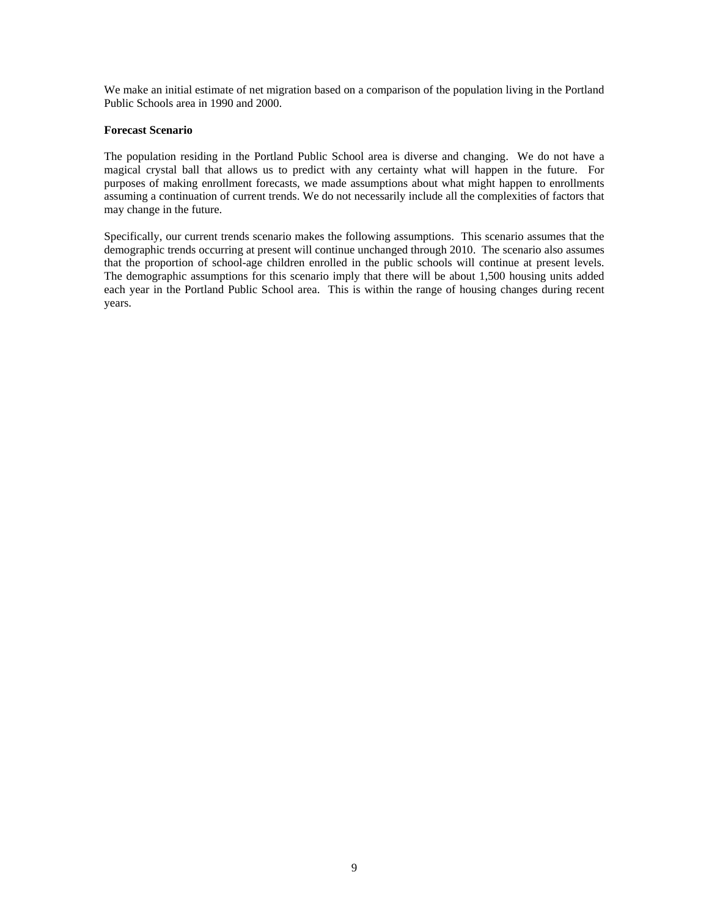We make an initial estimate of net migration based on a comparison of the population living in the Portland Public Schools area in 1990 and 2000.

**Forecast Scenario**

The population residing in the Portland Public School area is diverse and changing. We do not have a magical crystal ball that allows us to predict with any certainty what will happen in the future. For purposes of making enrollment forecasts, we made assumptions about what might happen to enrollments assuming a continuation of current trends. We do not necessarily include all the complexities of factors that may change in the future.

Specifically, our current trends scenario makes the following assumptions. This scenario assumes that the demographic trends occurring at present will continue unchanged through 2010. The scenario also assumes that the proportion of school-age children enrolled in the public schools will continue at present levels. The demographic assumptions for this scenario imply that there will be about 1,500 housing units added each year in the Portland Public School area. This is within the range of housing changes during recent years.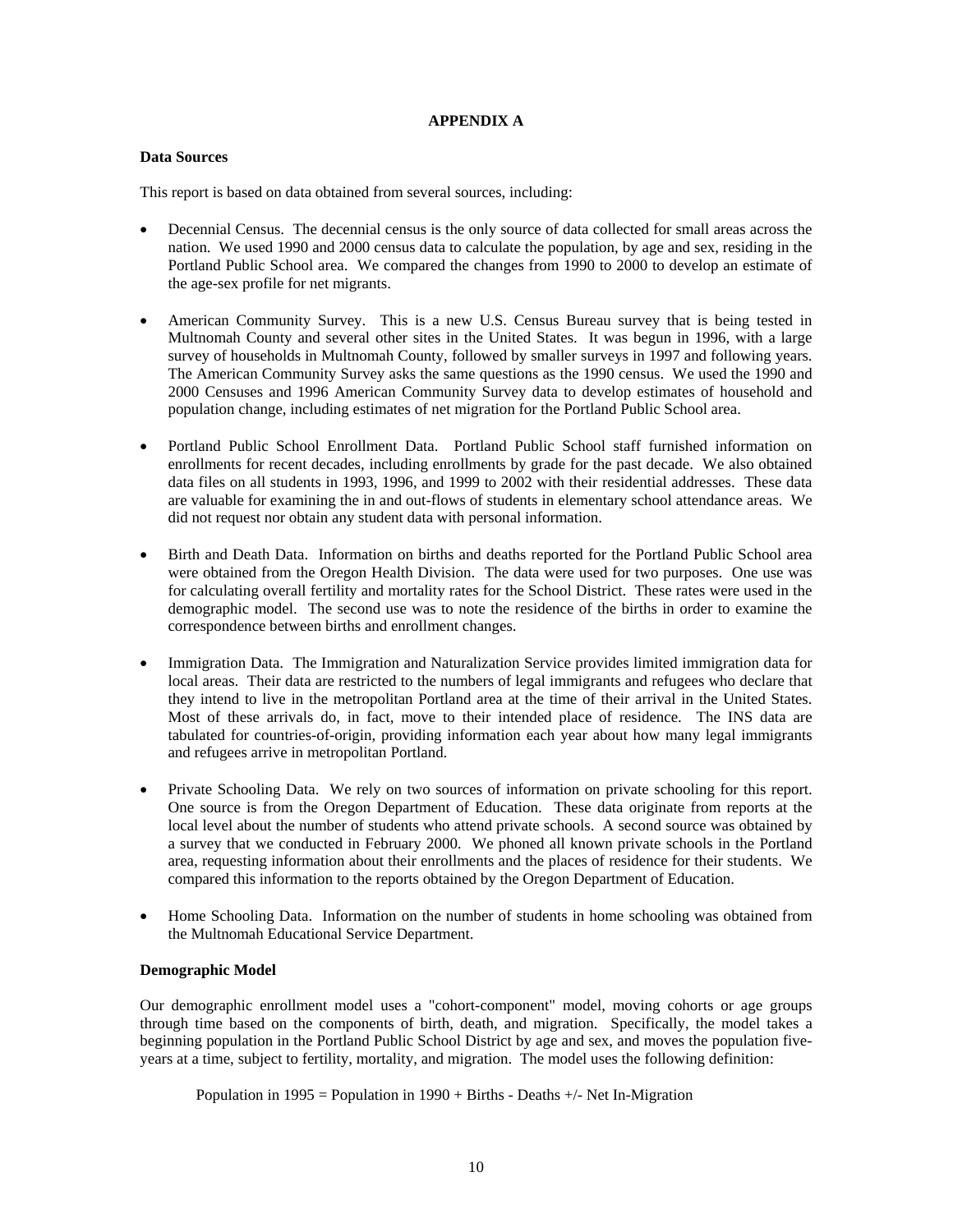# APPENDIX A

### Data Sources

This report is based on data obtained from several sources, including:

- Decennial Census. The decennial census is the only source of data collected for small areas across the nation. We used 1990 and 2000 census data to calculate the population, by age and sex, residing in the Portland Public School area. We compared the changes from 1990 to 2000 to develop an estimate of the age-sex profile for net migrants.

- American Community Survey. This is a new U.S. Census Bureau survey that is being tested in Multnomah County and several other sites in the United States. It was begun in 1996, with a large survey of households in Multnomah County, followed by smaller surveys in 1997 and following years. The American Community Survey asks the same questions as the 1990 census. We used the 1990 and 2000 Censuses and 1996 American Community Survey data to develop estimates of household and population change, including estimates of net migration for the Portland Public School area.

- Portland Public School Enrollment Data. Portland Public School staff furnished information on enrollments for recent decades, including enrollments by grade for the past decade. We also obtained data files on all students in 1993, 1996, and 1999 to 2002 with their residential addresses. These data are valuable for examining the in and out-flows of students in elementary school attendance areas. We did not request nor obtain any student data with personal information.

- Birth and Death Data. Information on births and deaths reported for the Portland Public School area were obtained from the Oregon Health Division. The data were used for two purposes. One use was for calculating overall fertility and mortality rates for the School District. These rates were used in the demographic model. The second use was to note the residence of the births in order to examine the correspondence between births and enrollment changes.

- Immigration Data. The Immigration and Naturalization Service provides limited immigration data for local areas. Their data are restricted to the numbers of legal immigrants and refugees who declare that they intend to live in the metropolitan Portland area at the time of their arrival in the United States. Most of these arrivals do, in fact, move to their intended place of residence. The INS data are tabulated for countries-of-origin, providing information each year about how many legal immigrants and refugees arrive in metropolitan Portland.

- Private Schooling Data. We rely on two sources of information on private schooling for this report. One source is from the Oregon Department of Education. These data originate from reports at the local level about the number of students who attend private schools. A second source was obtained by a survey that we conducted in February 2000. We phoned all known private schools in the Portland area, requesting information about their enrollments and the places of residence for their students. We compared this information to the reports obtained by the Oregon Department of Education.

- Home Schooling Data. Information on the number of students in home schooling was obtained from the Multnomah Educational Service Department.

### Demographic Model

Our demographic enrollment model uses a "cohort-component" model, moving cohorts or age groups through time based on the components of birth, death, and migration. Specifically, the model takes a beginning population in the Portland Public School District by age and sex, and moves the population five-years at a time, subject to fertility, mortality, and migration. The model uses the following definition:

Population in 1995 = Population in 1990 + Births - Deaths +/- Net In-Migration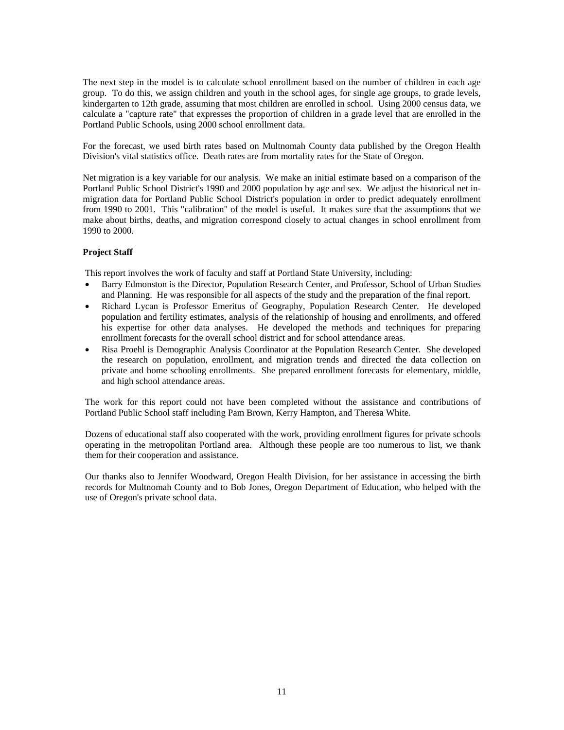The next step in the model is to calculate school enrollment based on the number of children in each age group. To do this, we assign children and youth in the school ages, for single age groups, to grade levels, kindergarten to 12th grade, assuming that most children are enrolled in school. Using 2000 census data, we calculate a "capture rate" that expresses the proportion of children in a grade level that are enrolled in the Portland Public Schools, using 2000 school enrollment data.

For the forecast, we used birth rates based on Multnomah County data published by the Oregon Health Division's vital statistics office. Death rates are from mortality rates for the State of Oregon.

Net migration is a key variable for our analysis. We make an initial estimate based on a comparison of the Portland Public School District's 1990 and 2000 population by age and sex. We adjust the historical net in-migration data for Portland Public School District's population in order to predict adequately enrollment from 1990 to 2001. This "calibration" of the model is useful. It makes sure that the assumptions that we make about births, deaths, and migration correspond closely to actual changes in school enrollment from 1990 to 2000.

**Project Staff**

This report involves the work of faculty and staff at Portland State University, including:

- Barry Edmonston is the Director, Population Research Center, and Professor, School of Urban Studies and Planning. He was responsible for all aspects of the study and the preparation of the final report.
- Richard Lycan is Professor Emeritus of Geography, Population Research Center. He developed population and fertility estimates, analysis of the relationship of housing and enrollments, and offered his expertise for other data analyses. He developed the methods and techniques for preparing enrollment forecasts for the overall school district and for school attendance areas.
- Risa Proehl is Demographic Analysis Coordinator at the Population Research Center. She developed the research on population, enrollment, and migration trends and directed the data collection on private and home schooling enrollments. She prepared enrollment forecasts for elementary, middle, and high school attendance areas.

The work for this report could not have been completed without the assistance and contributions of Portland Public School staff including Pam Brown, Kerry Hampton, and Theresa White.

Dozens of educational staff also cooperated with the work, providing enrollment figures for private schools operating in the metropolitan Portland area. Although these people are too numerous to list, we thank them for their cooperation and assistance.

Our thanks also to Jennifer Woodward, Oregon Health Division, for her assistance in accessing the birth records for Multnomah County and to Bob Jones, Oregon Department of Education, who helped with the use of Oregon's private school data.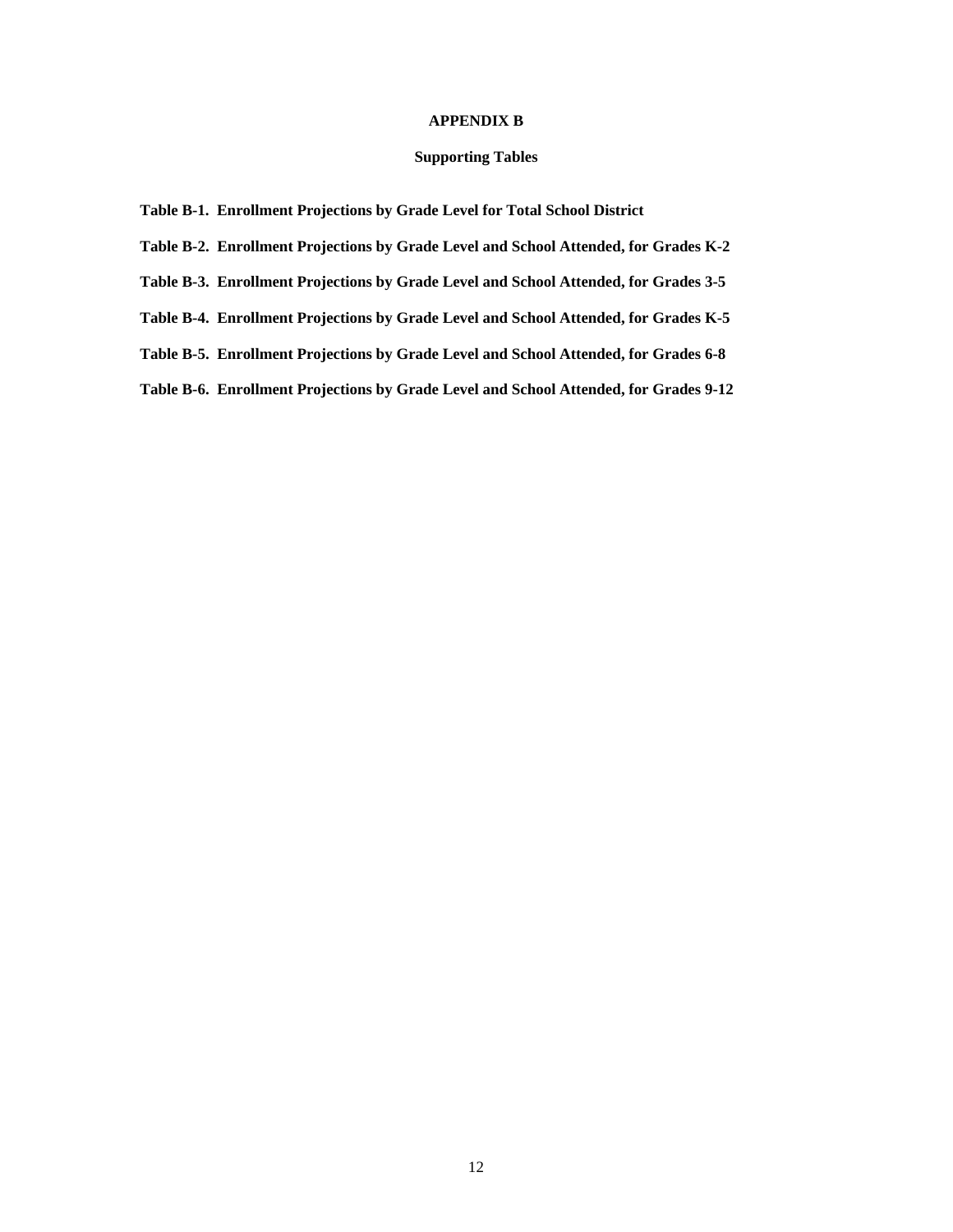# APPENDIX B

## Supporting Tables

**Table B-1. Enrollment Projections by Grade Level for Total School District**

**Table B-2. Enrollment Projections by Grade Level and School Attended, for Grades K-2**

**Table B-3. Enrollment Projections by Grade Level and School Attended, for Grades 3-5**

**Table B-4. Enrollment Projections by Grade Level and School Attended, for Grades K-5**

**Table B-5. Enrollment Projections by Grade Level and School Attended, for Grades 6-8**

**Table B-6. Enrollment Projections by Grade Level and School Attended, for Grades 9-12**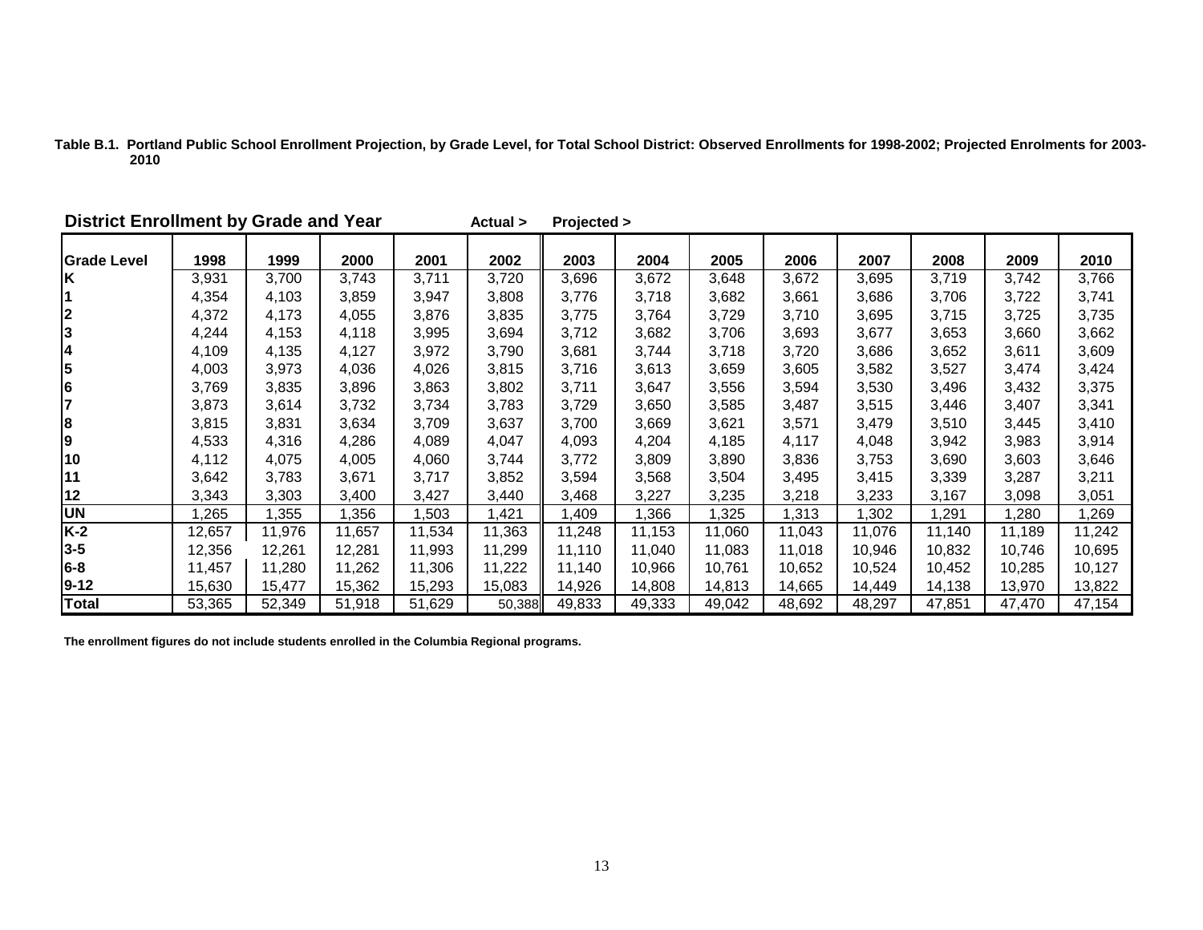**Table B.1. Portland Public School Enrollment Projection, by Grade Level, for Total School District: Observed Enrollments for 1998-2002; Projected Enrolments for 2003-2010**

**District Enrollment by Grade and Year** — **Actual >** **Projected >**

| Grade Level | 1998 | 1999 | 2000 | 2001 | 2002 | 2003 | 2004 | 2005 | 2006 | 2007 | 2008 | 2009 | 2010 |
|---|---|---|---|---|---|---|---|---|---|---|---|---|---|
| K | 3,931 | 3,700 | 3,743 | 3,711 | 3,720 | 3,696 | 3,672 | 3,648 | 3,672 | 3,695 | 3,719 | 3,742 | 3,766 |
| 1 | 4,354 | 4,103 | 3,859 | 3,947 | 3,808 | 3,776 | 3,718 | 3,682 | 3,661 | 3,686 | 3,706 | 3,722 | 3,741 |
| 2 | 4,372 | 4,173 | 4,055 | 3,876 | 3,835 | 3,775 | 3,764 | 3,729 | 3,710 | 3,695 | 3,715 | 3,725 | 3,735 |
| 3 | 4,244 | 4,153 | 4,118 | 3,995 | 3,694 | 3,712 | 3,682 | 3,706 | 3,693 | 3,677 | 3,653 | 3,660 | 3,662 |
| 4 | 4,109 | 4,135 | 4,127 | 3,972 | 3,790 | 3,681 | 3,744 | 3,718 | 3,720 | 3,686 | 3,652 | 3,611 | 3,609 |
| 5 | 4,003 | 3,973 | 4,036 | 4,026 | 3,815 | 3,716 | 3,613 | 3,659 | 3,605 | 3,582 | 3,527 | 3,474 | 3,424 |
| 6 | 3,769 | 3,835 | 3,896 | 3,863 | 3,802 | 3,711 | 3,647 | 3,556 | 3,594 | 3,530 | 3,496 | 3,432 | 3,375 |
| 7 | 3,873 | 3,614 | 3,732 | 3,734 | 3,783 | 3,729 | 3,650 | 3,585 | 3,487 | 3,515 | 3,446 | 3,407 | 3,341 |
| 8 | 3,815 | 3,831 | 3,634 | 3,709 | 3,637 | 3,700 | 3,669 | 3,621 | 3,571 | 3,479 | 3,510 | 3,445 | 3,410 |
| 9 | 4,533 | 4,316 | 4,286 | 4,089 | 4,047 | 4,093 | 4,204 | 4,185 | 4,117 | 4,048 | 3,942 | 3,983 | 3,914 |
| 10 | 4,112 | 4,075 | 4,005 | 4,060 | 3,744 | 3,772 | 3,809 | 3,890 | 3,836 | 3,753 | 3,690 | 3,603 | 3,646 |
| 11 | 3,642 | 3,783 | 3,671 | 3,717 | 3,852 | 3,594 | 3,568 | 3,504 | 3,495 | 3,415 | 3,339 | 3,287 | 3,211 |
| 12 | 3,343 | 3,303 | 3,400 | 3,427 | 3,440 | 3,468 | 3,227 | 3,235 | 3,218 | 3,233 | 3,167 | 3,098 | 3,051 |
| UN | 1,265 | 1,355 | 1,356 | 1,503 | 1,421 | 1,409 | 1,366 | 1,325 | 1,313 | 1,302 | 1,291 | 1,280 | 1,269 |
| K-2 | 12,657 | 11,976 | 11,657 | 11,534 | 11,363 | 11,248 | 11,153 | 11,060 | 11,043 | 11,076 | 11,140 | 11,189 | 11,242 |
| 3-5 | 12,356 | 12,261 | 12,281 | 11,993 | 11,299 | 11,110 | 11,040 | 11,083 | 11,018 | 10,946 | 10,832 | 10,746 | 10,695 |
| 6-8 | 11,457 | 11,280 | 11,262 | 11,306 | 11,222 | 11,140 | 10,966 | 10,761 | 10,652 | 10,524 | 10,452 | 10,285 | 10,127 |
| 9-12 | 15,630 | 15,477 | 15,362 | 15,293 | 15,083 | 14,926 | 14,808 | 14,813 | 14,665 | 14,449 | 14,138 | 13,970 | 13,822 |
| **Total** | 53,365 | 52,349 | 51,918 | 51,629 | 50,388 | 49,833 | 49,333 | 49,042 | 48,692 | 48,297 | 47,851 | 47,470 | 47,154 |

**The enrollment figures do not include students enrolled in the Columbia Regional programs.**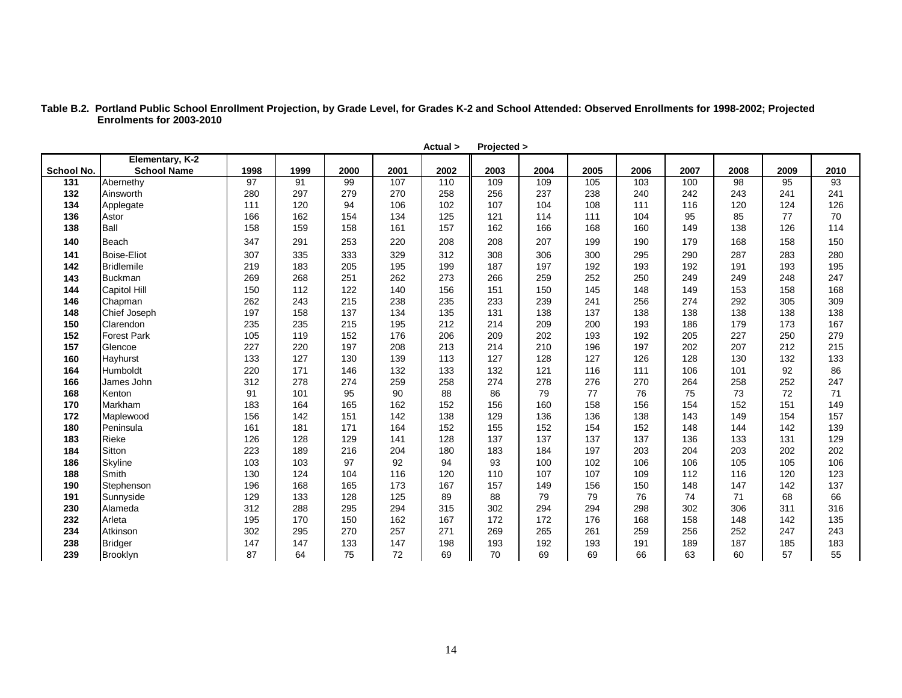**Table B.2. Portland Public School Enrollment Projection, by Grade Level, for Grades K-2 and School Attended: Observed Enrollments for 1998-2002; Projected Enrolments for 2003-2010**

| | | | | | | Actual > | Projected > | | | | | | | |
|---|---|---|---|---|---|---|---|---|---|---|---|---|---|---|
| **School No.** | **Elementary, K-2 School Name** | **1998** | **1999** | **2000** | **2001** | **2002** | **2003** | **2004** | **2005** | **2006** | **2007** | **2008** | **2009** | **2010** |
| **131** | Abernethy | 97 | 91 | 99 | 107 | 110 | 109 | 109 | 105 | 103 | 100 | 98 | 95 | 93 |
| **132** | Ainsworth | 280 | 297 | 279 | 270 | 258 | 256 | 237 | 238 | 240 | 242 | 243 | 241 | 241 |
| **134** | Applegate | 111 | 120 | 94 | 106 | 102 | 107 | 104 | 108 | 111 | 116 | 120 | 124 | 126 |
| **136** | Astor | 166 | 162 | 154 | 134 | 125 | 121 | 114 | 111 | 104 | 95 | 85 | 77 | 70 |
| **138** | Ball | 158 | 159 | 158 | 161 | 157 | 162 | 166 | 168 | 160 | 149 | 138 | 126 | 114 |
| **140** | Beach | 347 | 291 | 253 | 220 | 208 | 208 | 207 | 199 | 190 | 179 | 168 | 158 | 150 |
| **141** | Boise-Eliot | 307 | 335 | 333 | 329 | 312 | 308 | 306 | 300 | 295 | 290 | 287 | 283 | 280 |
| **142** | Bridlemile | 219 | 183 | 205 | 195 | 199 | 187 | 197 | 192 | 193 | 192 | 191 | 193 | 195 |
| **143** | Buckman | 269 | 268 | 251 | 262 | 273 | 266 | 259 | 252 | 250 | 249 | 249 | 248 | 247 |
| **144** | Capitol Hill | 150 | 112 | 122 | 140 | 156 | 151 | 150 | 145 | 148 | 149 | 153 | 158 | 168 |
| **146** | Chapman | 262 | 243 | 215 | 238 | 235 | 233 | 239 | 241 | 256 | 274 | 292 | 305 | 309 |
| **148** | Chief Joseph | 197 | 158 | 137 | 134 | 135 | 131 | 138 | 137 | 138 | 138 | 138 | 138 | 138 |
| **150** | Clarendon | 235 | 235 | 215 | 195 | 212 | 214 | 209 | 200 | 193 | 186 | 179 | 173 | 167 |
| **152** | Forest Park | 105 | 119 | 152 | 176 | 206 | 209 | 202 | 193 | 192 | 205 | 227 | 250 | 279 |
| **157** | Glencoe | 227 | 220 | 197 | 208 | 213 | 214 | 210 | 196 | 197 | 202 | 207 | 212 | 215 |
| **160** | Hayhurst | 133 | 127 | 130 | 139 | 113 | 127 | 128 | 127 | 126 | 128 | 130 | 132 | 133 |
| **164** | Humboldt | 220 | 171 | 146 | 132 | 133 | 132 | 121 | 116 | 111 | 106 | 101 | 92 | 86 |
| **166** | James John | 312 | 278 | 274 | 259 | 258 | 274 | 278 | 276 | 270 | 264 | 258 | 252 | 247 |
| **168** | Kenton | 91 | 101 | 95 | 90 | 88 | 86 | 79 | 77 | 76 | 75 | 73 | 72 | 71 |
| **170** | Markham | 183 | 164 | 165 | 162 | 152 | 156 | 160 | 158 | 156 | 154 | 152 | 151 | 149 |
| **172** | Maplewood | 156 | 142 | 151 | 142 | 138 | 129 | 136 | 136 | 138 | 143 | 149 | 154 | 157 |
| **180** | Peninsula | 161 | 181 | 171 | 164 | 152 | 155 | 152 | 154 | 152 | 148 | 144 | 142 | 139 |
| **183** | Rieke | 126 | 128 | 129 | 141 | 128 | 137 | 137 | 137 | 137 | 136 | 133 | 131 | 129 |
| **184** | Sitton | 223 | 189 | 216 | 204 | 180 | 183 | 184 | 197 | 203 | 204 | 203 | 202 | 202 |
| **186** | Skyline | 103 | 103 | 97 | 92 | 94 | 93 | 100 | 102 | 106 | 106 | 105 | 105 | 106 |
| **188** | Smith | 130 | 124 | 104 | 116 | 120 | 110 | 107 | 107 | 109 | 112 | 116 | 120 | 123 |
| **190** | Stephenson | 196 | 168 | 165 | 173 | 167 | 157 | 149 | 156 | 150 | 148 | 147 | 142 | 137 |
| **191** | Sunnyside | 129 | 133 | 128 | 125 | 89 | 88 | 79 | 79 | 76 | 74 | 71 | 68 | 66 |
| **230** | Alameda | 312 | 288 | 295 | 294 | 315 | 302 | 294 | 294 | 298 | 302 | 306 | 311 | 316 |
| **232** | Arleta | 195 | 170 | 150 | 162 | 167 | 172 | 172 | 176 | 168 | 158 | 148 | 142 | 135 |
| **234** | Atkinson | 302 | 295 | 270 | 257 | 271 | 269 | 265 | 261 | 259 | 256 | 252 | 247 | 243 |
| **238** | Bridger | 147 | 147 | 133 | 147 | 198 | 193 | 192 | 193 | 191 | 189 | 187 | 185 | 183 |
| **239** | Brooklyn | 87 | 64 | 75 | 72 | 69 | 70 | 69 | 69 | 66 | 63 | 60 | 57 | 55 |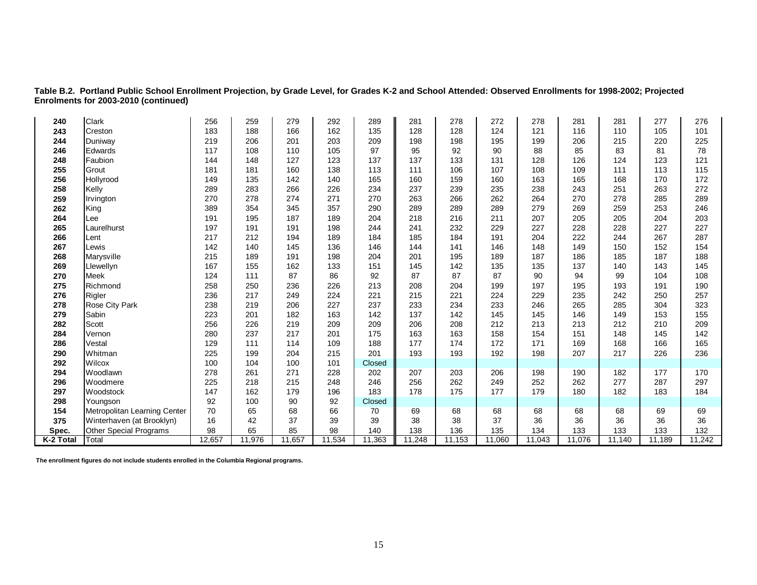**Table B.2. Portland Public School Enrollment Projection, by Grade Level, for Grades K-2 and School Attended: Observed Enrollments for 1998-2002; Projected Enrolments for 2003-2010 (continued)**

| | | | | | | | | | | | | | | |
|---|---|---|---|---|---|---|---|---|---|---|---|---|---|---|
| **240** | Clark | 256 | 259 | 279 | 292 | 289 | 281 | 278 | 272 | 278 | 281 | 281 | 277 | 276 |
| **243** | Creston | 183 | 188 | 166 | 162 | 135 | 128 | 128 | 124 | 121 | 116 | 110 | 105 | 101 |
| **244** | Duniway | 219 | 206 | 201 | 203 | 209 | 198 | 198 | 195 | 199 | 206 | 215 | 220 | 225 |
| **246** | Edwards | 117 | 108 | 110 | 105 | 97 | 95 | 92 | 90 | 88 | 85 | 83 | 81 | 78 |
| **248** | Faubion | 144 | 148 | 127 | 123 | 137 | 137 | 133 | 131 | 128 | 126 | 124 | 123 | 121 |
| **255** | Grout | 181 | 181 | 160 | 138 | 113 | 111 | 106 | 107 | 108 | 109 | 111 | 113 | 115 |
| **256** | Hollyrood | 149 | 135 | 142 | 140 | 165 | 160 | 159 | 160 | 163 | 165 | 168 | 170 | 172 |
| **258** | Kelly | 289 | 283 | 266 | 226 | 234 | 237 | 239 | 235 | 238 | 243 | 251 | 263 | 272 |
| **259** | Irvington | 270 | 278 | 274 | 271 | 270 | 263 | 266 | 262 | 264 | 270 | 278 | 285 | 289 |
| **262** | King | 389 | 354 | 345 | 357 | 290 | 289 | 289 | 289 | 279 | 269 | 259 | 253 | 246 |
| **264** | Lee | 191 | 195 | 187 | 189 | 204 | 218 | 216 | 211 | 207 | 205 | 205 | 204 | 203 |
| **265** | Laurelhurst | 197 | 191 | 191 | 198 | 244 | 241 | 232 | 229 | 227 | 228 | 228 | 227 | 227 |
| **266** | Lent | 217 | 212 | 194 | 189 | 184 | 185 | 184 | 191 | 204 | 222 | 244 | 267 | 287 |
| **267** | Lewis | 142 | 140 | 145 | 136 | 146 | 144 | 141 | 146 | 148 | 149 | 150 | 152 | 154 |
| **268** | Marysville | 215 | 189 | 191 | 198 | 204 | 201 | 195 | 189 | 187 | 186 | 185 | 187 | 188 |
| **269** | Llewellyn | 167 | 155 | 162 | 133 | 151 | 145 | 142 | 135 | 135 | 137 | 140 | 143 | 145 |
| **270** | Meek | 124 | 111 | 87 | 86 | 92 | 87 | 87 | 87 | 90 | 94 | 99 | 104 | 108 |
| **275** | Richmond | 258 | 250 | 236 | 226 | 213 | 208 | 204 | 199 | 197 | 195 | 193 | 191 | 190 |
| **276** | Rigler | 236 | 217 | 249 | 224 | 221 | 215 | 221 | 224 | 229 | 235 | 242 | 250 | 257 |
| **278** | Rose City Park | 238 | 219 | 206 | 227 | 237 | 233 | 234 | 233 | 246 | 265 | 285 | 304 | 323 |
| **279** | Sabin | 223 | 201 | 182 | 163 | 142 | 137 | 142 | 145 | 145 | 146 | 149 | 153 | 155 |
| **282** | Scott | 256 | 226 | 219 | 209 | 209 | 206 | 208 | 212 | 213 | 213 | 212 | 210 | 209 |
| **284** | Vernon | 280 | 237 | 217 | 201 | 175 | 163 | 163 | 158 | 154 | 151 | 148 | 145 | 142 |
| **286** | Vestal | 129 | 111 | 114 | 109 | 188 | 177 | 174 | 172 | 171 | 169 | 168 | 166 | 165 |
| **290** | Whitman | 225 | 199 | 204 | 215 | 201 | 193 | 193 | 192 | 198 | 207 | 217 | 226 | 236 |
| **292** | Wilcox | 100 | 104 | 100 | 101 | Closed | | | | | | | | |
| **294** | Woodlawn | 278 | 261 | 271 | 228 | 202 | 207 | 203 | 206 | 198 | 190 | 182 | 177 | 170 |
| **296** | Woodmere | 225 | 218 | 215 | 248 | 246 | 256 | 262 | 249 | 252 | 262 | 277 | 287 | 297 |
| **297** | Woodstock | 147 | 162 | 179 | 196 | 183 | 178 | 175 | 177 | 179 | 180 | 182 | 183 | 184 |
| **298** | Youngson | 92 | 100 | 90 | 92 | Closed | | | | | | | | |
| **154** | Metropolitan Learning Center | 70 | 65 | 68 | 66 | 70 | 69 | 68 | 68 | 68 | 68 | 68 | 69 | 69 |
| **375** | Winterhaven (at Brooklyn) | 16 | 42 | 37 | 39 | 39 | 38 | 38 | 37 | 36 | 36 | 36 | 36 | 36 |
| **Spec.** | Other Special Programs | 98 | 65 | 85 | 98 | 140 | 138 | 136 | 135 | 134 | 133 | 133 | 133 | 132 |
| **K-2 Total** | Total | 12,657 | 11,976 | 11,657 | 11,534 | 11,363 | 11,248 | 11,153 | 11,060 | 11,043 | 11,076 | 11,140 | 11,189 | 11,242 |

**The enrollment figures do not include students enrolled in the Columbia Regional programs.**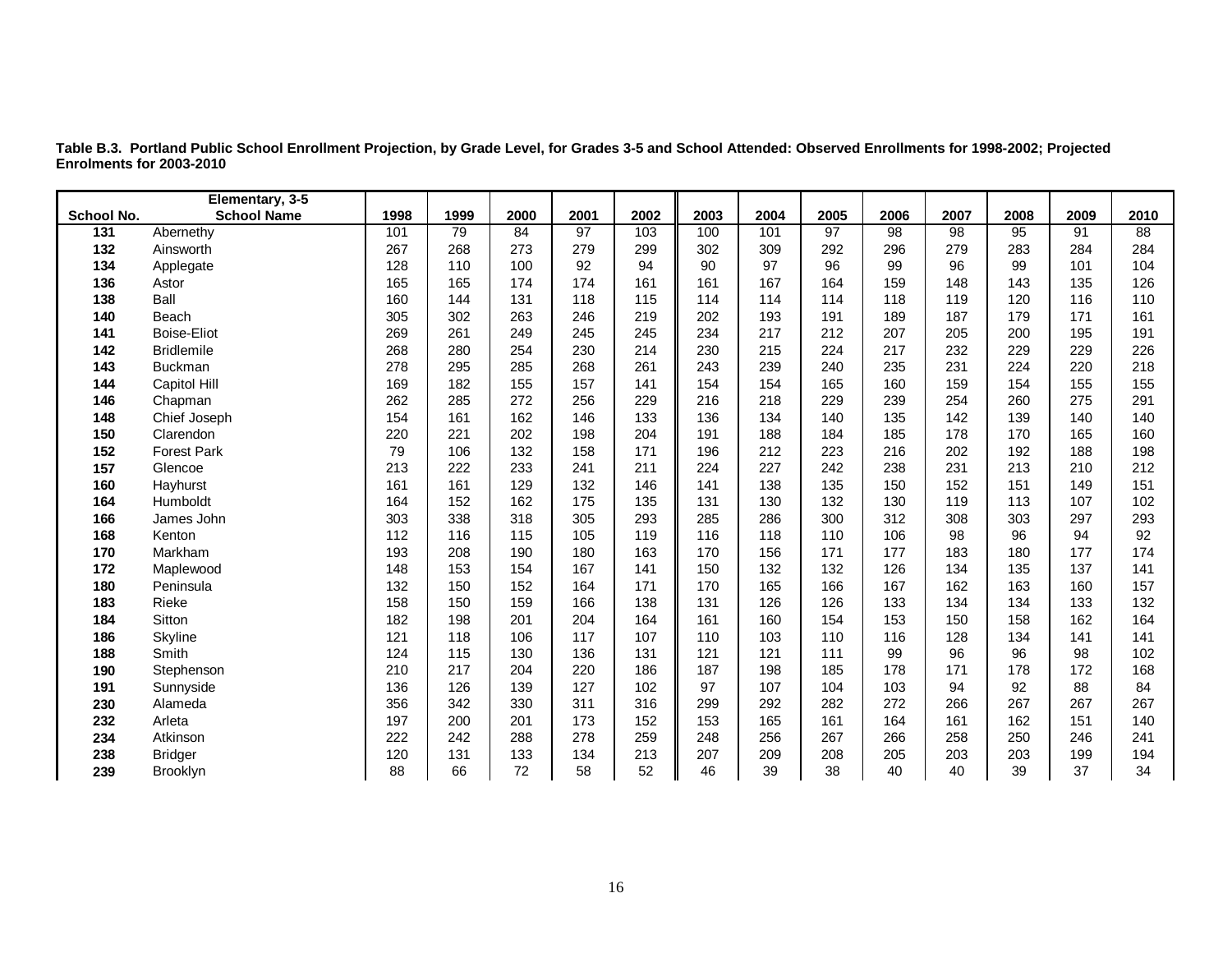**Table B.3. Portland Public School Enrollment Projection, by Grade Level, for Grades 3-5 and School Attended: Observed Enrollments for 1998-2002; Projected Enrolments for 2003-2010**

| School No. | Elementary, 3-5<br>School Name | 1998 | 1999 | 2000 | 2001 | 2002 | 2003 | 2004 | 2005 | 2006 | 2007 | 2008 | 2009 | 2010 |
|---|---|---|---|---|---|---|---|---|---|---|---|---|---|---|
| 131 | Abernethy | 101 | 79 | 84 | 97 | 103 | 100 | 101 | 97 | 98 | 98 | 95 | 91 | 88 |
| 132 | Ainsworth | 267 | 268 | 273 | 279 | 299 | 302 | 309 | 292 | 296 | 279 | 283 | 284 | 284 |
| 134 | Applegate | 128 | 110 | 100 | 92 | 94 | 90 | 97 | 96 | 99 | 96 | 99 | 101 | 104 |
| 136 | Astor | 165 | 165 | 174 | 174 | 161 | 161 | 167 | 164 | 159 | 148 | 143 | 135 | 126 |
| 138 | Ball | 160 | 144 | 131 | 118 | 115 | 114 | 114 | 114 | 118 | 119 | 120 | 116 | 110 |
| 140 | Beach | 305 | 302 | 263 | 246 | 219 | 202 | 193 | 191 | 189 | 187 | 179 | 171 | 161 |
| 141 | Boise-Eliot | 269 | 261 | 249 | 245 | 245 | 234 | 217 | 212 | 207 | 205 | 200 | 195 | 191 |
| 142 | Bridlemile | 268 | 280 | 254 | 230 | 214 | 230 | 215 | 224 | 217 | 232 | 229 | 229 | 226 |
| 143 | Buckman | 278 | 295 | 285 | 268 | 261 | 243 | 239 | 240 | 235 | 231 | 224 | 220 | 218 |
| 144 | Capitol Hill | 169 | 182 | 155 | 157 | 141 | 154 | 154 | 165 | 160 | 159 | 154 | 155 | 155 |
| 146 | Chapman | 262 | 285 | 272 | 256 | 229 | 216 | 218 | 229 | 239 | 254 | 260 | 275 | 291 |
| 148 | Chief Joseph | 154 | 161 | 162 | 146 | 133 | 136 | 134 | 140 | 135 | 142 | 139 | 140 | 140 |
| 150 | Clarendon | 220 | 221 | 202 | 198 | 204 | 191 | 188 | 184 | 185 | 178 | 170 | 165 | 160 |
| 152 | Forest Park | 79 | 106 | 132 | 158 | 171 | 196 | 212 | 223 | 216 | 202 | 192 | 188 | 198 |
| 157 | Glencoe | 213 | 222 | 233 | 241 | 211 | 224 | 227 | 242 | 238 | 231 | 213 | 210 | 212 |
| 160 | Hayhurst | 161 | 161 | 129 | 132 | 146 | 141 | 138 | 135 | 150 | 152 | 151 | 149 | 151 |
| 164 | Humboldt | 164 | 152 | 162 | 175 | 135 | 131 | 130 | 132 | 130 | 119 | 113 | 107 | 102 |
| 166 | James John | 303 | 338 | 318 | 305 | 293 | 285 | 286 | 300 | 312 | 308 | 303 | 297 | 293 |
| 168 | Kenton | 112 | 116 | 115 | 105 | 119 | 116 | 118 | 110 | 106 | 98 | 96 | 94 | 92 |
| 170 | Markham | 193 | 208 | 190 | 180 | 163 | 170 | 156 | 171 | 177 | 183 | 180 | 177 | 174 |
| 172 | Maplewood | 148 | 153 | 154 | 167 | 141 | 150 | 132 | 132 | 126 | 134 | 135 | 137 | 141 |
| 180 | Peninsula | 132 | 150 | 152 | 164 | 171 | 170 | 165 | 166 | 167 | 162 | 163 | 160 | 157 |
| 183 | Rieke | 158 | 150 | 159 | 166 | 138 | 131 | 126 | 126 | 133 | 134 | 134 | 133 | 132 |
| 184 | Sitton | 182 | 198 | 201 | 204 | 164 | 161 | 160 | 154 | 153 | 150 | 158 | 162 | 164 |
| 186 | Skyline | 121 | 118 | 106 | 117 | 107 | 110 | 103 | 110 | 116 | 128 | 134 | 141 | 141 |
| 188 | Smith | 124 | 115 | 130 | 136 | 131 | 121 | 121 | 111 | 99 | 96 | 96 | 98 | 102 |
| 190 | Stephenson | 210 | 217 | 204 | 220 | 186 | 187 | 198 | 185 | 178 | 171 | 178 | 172 | 168 |
| 191 | Sunnyside | 136 | 126 | 139 | 127 | 102 | 97 | 107 | 104 | 103 | 94 | 92 | 88 | 84 |
| 230 | Alameda | 356 | 342 | 330 | 311 | 316 | 299 | 292 | 282 | 272 | 266 | 267 | 267 | 267 |
| 232 | Arleta | 197 | 200 | 201 | 173 | 152 | 153 | 165 | 161 | 164 | 161 | 162 | 151 | 140 |
| 234 | Atkinson | 222 | 242 | 288 | 278 | 259 | 248 | 256 | 267 | 266 | 258 | 250 | 246 | 241 |
| 238 | Bridger | 120 | 131 | 133 | 134 | 213 | 207 | 209 | 208 | 205 | 203 | 203 | 199 | 194 |
| 239 | Brooklyn | 88 | 66 | 72 | 58 | 52 | 46 | 39 | 38 | 40 | 40 | 39 | 37 | 34 |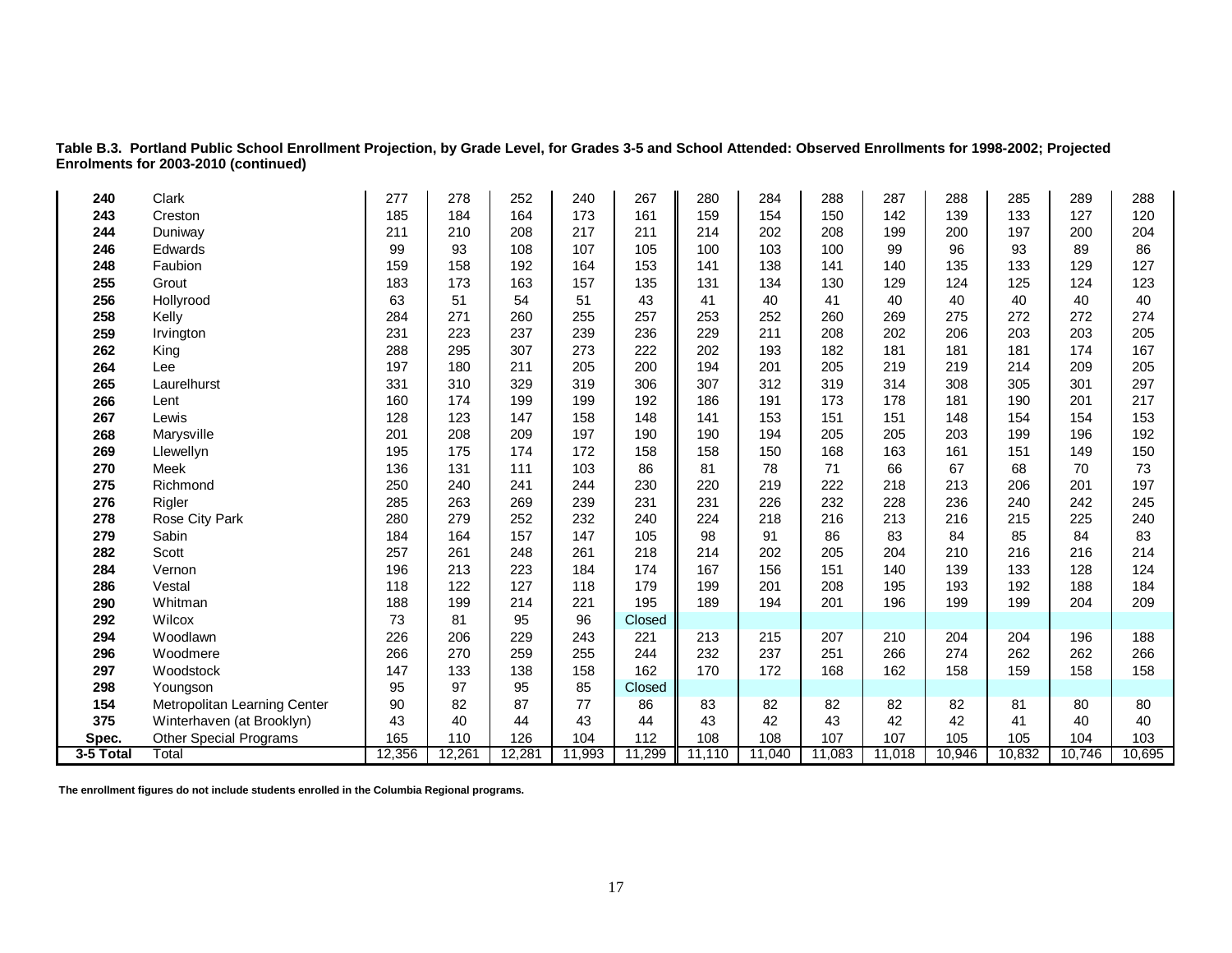**Table B.3. Portland Public School Enrollment Projection, by Grade Level, for Grades 3-5 and School Attended: Observed Enrollments for 1998-2002; Projected Enrolments for 2003-2010 (continued)**

| | | | | | | | | | | | | | | |
|---|---|---|---|---|---|---|---|---|---|---|---|---|---|---|
| **240** | Clark | 277 | 278 | 252 | 240 | 267 | 280 | 284 | 288 | 287 | 288 | 285 | 289 | 288 |
| **243** | Creston | 185 | 184 | 164 | 173 | 161 | 159 | 154 | 150 | 142 | 139 | 133 | 127 | 120 |
| **244** | Duniway | 211 | 210 | 208 | 217 | 211 | 214 | 202 | 208 | 199 | 200 | 197 | 200 | 204 |
| **246** | Edwards | 99 | 93 | 108 | 107 | 105 | 100 | 103 | 100 | 99 | 96 | 93 | 89 | 86 |
| **248** | Faubion | 159 | 158 | 192 | 164 | 153 | 141 | 138 | 141 | 140 | 135 | 133 | 129 | 127 |
| **255** | Grout | 183 | 173 | 163 | 157 | 135 | 131 | 134 | 130 | 129 | 124 | 125 | 124 | 123 |
| **256** | Hollyrood | 63 | 51 | 54 | 51 | 43 | 41 | 40 | 41 | 40 | 40 | 40 | 40 | 40 |
| **258** | Kelly | 284 | 271 | 260 | 255 | 257 | 253 | 252 | 260 | 269 | 275 | 272 | 272 | 274 |
| **259** | Irvington | 231 | 223 | 237 | 239 | 236 | 229 | 211 | 208 | 202 | 206 | 203 | 203 | 205 |
| **262** | King | 288 | 295 | 307 | 273 | 222 | 202 | 193 | 182 | 181 | 181 | 181 | 174 | 167 |
| **264** | Lee | 197 | 180 | 211 | 205 | 200 | 194 | 201 | 205 | 219 | 219 | 214 | 209 | 205 |
| **265** | Laurelhurst | 331 | 310 | 329 | 319 | 306 | 307 | 312 | 319 | 314 | 308 | 305 | 301 | 297 |
| **266** | Lent | 160 | 174 | 199 | 199 | 192 | 186 | 191 | 173 | 178 | 181 | 190 | 201 | 217 |
| **267** | Lewis | 128 | 123 | 147 | 158 | 148 | 141 | 153 | 151 | 151 | 148 | 154 | 154 | 153 |
| **268** | Marysville | 201 | 208 | 209 | 197 | 190 | 190 | 194 | 205 | 205 | 203 | 199 | 196 | 192 |
| **269** | Llewellyn | 195 | 175 | 174 | 172 | 158 | 158 | 150 | 168 | 163 | 161 | 151 | 149 | 150 |
| **270** | Meek | 136 | 131 | 111 | 103 | 86 | 81 | 78 | 71 | 66 | 67 | 68 | 70 | 73 |
| **275** | Richmond | 250 | 240 | 241 | 244 | 230 | 220 | 219 | 222 | 218 | 213 | 206 | 201 | 197 |
| **276** | Rigler | 285 | 263 | 269 | 239 | 231 | 231 | 226 | 232 | 228 | 236 | 240 | 242 | 245 |
| **278** | Rose City Park | 280 | 279 | 252 | 232 | 240 | 224 | 218 | 216 | 213 | 216 | 215 | 225 | 240 |
| **279** | Sabin | 184 | 164 | 157 | 147 | 105 | 98 | 91 | 86 | 83 | 84 | 85 | 84 | 83 |
| **282** | Scott | 257 | 261 | 248 | 261 | 218 | 214 | 202 | 205 | 204 | 210 | 216 | 216 | 214 |
| **284** | Vernon | 196 | 213 | 223 | 184 | 174 | 167 | 156 | 151 | 140 | 139 | 133 | 128 | 124 |
| **286** | Vestal | 118 | 122 | 127 | 118 | 179 | 199 | 201 | 208 | 195 | 193 | 192 | 188 | 184 |
| **290** | Whitman | 188 | 199 | 214 | 221 | 195 | 189 | 194 | 201 | 196 | 199 | 199 | 204 | 209 |
| **292** | Wilcox | 73 | 81 | 95 | 96 | Closed | | | | | | | | |
| **294** | Woodlawn | 226 | 206 | 229 | 243 | 221 | 213 | 215 | 207 | 210 | 204 | 204 | 196 | 188 |
| **296** | Woodmere | 266 | 270 | 259 | 255 | 244 | 232 | 237 | 251 | 266 | 274 | 262 | 262 | 266 |
| **297** | Woodstock | 147 | 133 | 138 | 158 | 162 | 170 | 172 | 168 | 162 | 158 | 159 | 158 | 158 |
| **298** | Youngson | 95 | 97 | 95 | 85 | Closed | | | | | | | | |
| **154** | Metropolitan Learning Center | 90 | 82 | 87 | 77 | 86 | 83 | 82 | 82 | 82 | 82 | 81 | 80 | 80 |
| **375** | Winterhaven (at Brooklyn) | 43 | 40 | 44 | 43 | 44 | 43 | 42 | 43 | 42 | 42 | 41 | 40 | 40 |
| **Spec.** | Other Special Programs | 165 | 110 | 126 | 104 | 112 | 108 | 108 | 107 | 107 | 105 | 105 | 104 | 103 |
| **3-5 Total** | Total | 12,356 | 12,261 | 12,281 | 11,993 | 11,299 | 11,110 | 11,040 | 11,083 | 11,018 | 10,946 | 10,832 | 10,746 | 10,695 |

**The enrollment figures do not include students enrolled in the Columbia Regional programs.**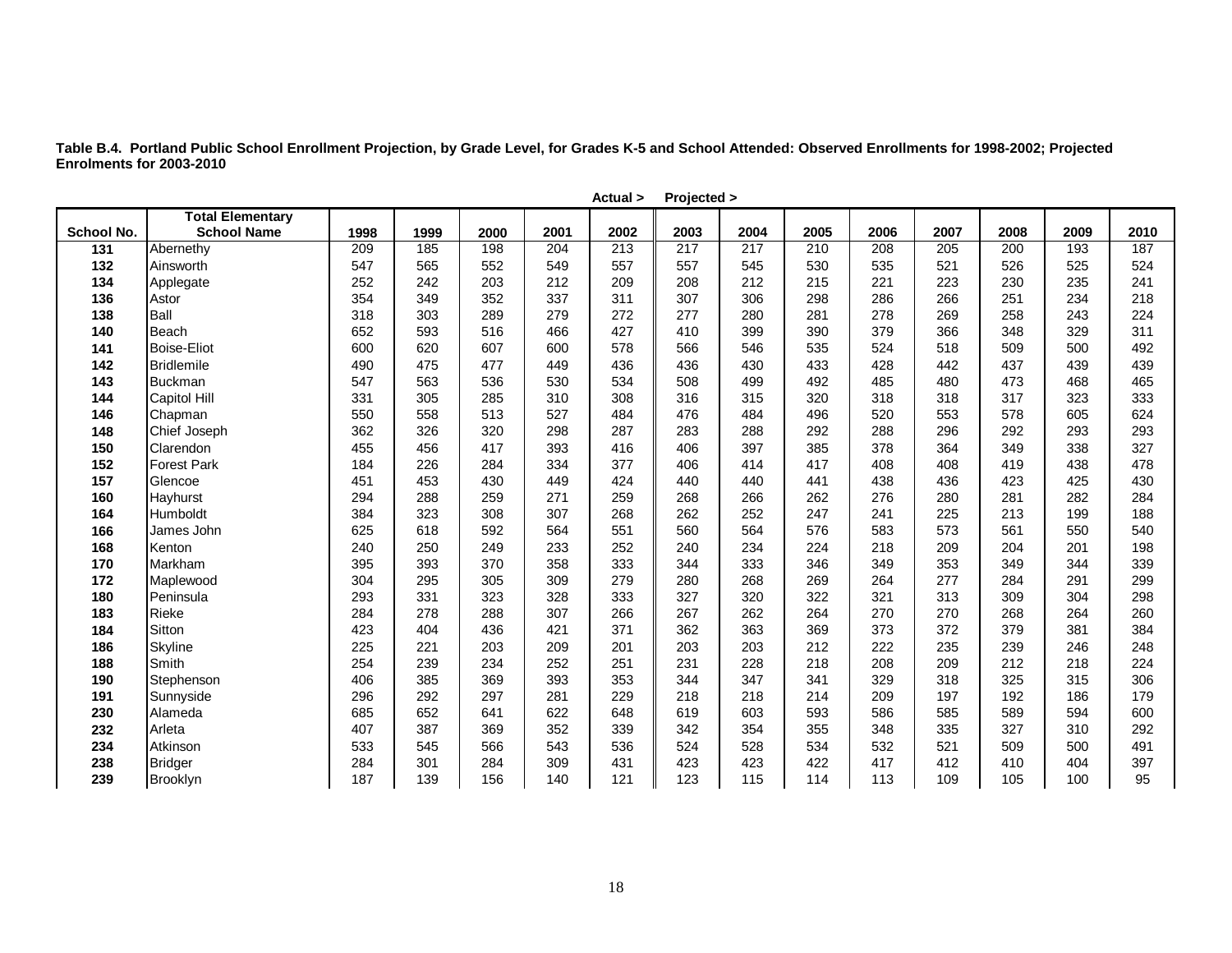**Table B.4. Portland Public School Enrollment Projection, by Grade Level, for Grades K-5 and School Attended: Observed Enrollments for 1998-2002; Projected Enrolments for 2003-2010**

| | | | | | | Actual > | Projected > | | | | | | | |
|---|---|---|---|---|---|---|---|---|---|---|---|---|---|---|
| School No. | Total Elementary School Name | 1998 | 1999 | 2000 | 2001 | 2002 | 2003 | 2004 | 2005 | 2006 | 2007 | 2008 | 2009 | 2010 |
| 131 | Abernethy | 209 | 185 | 198 | 204 | 213 | 217 | 217 | 210 | 208 | 205 | 200 | 193 | 187 |
| 132 | Ainsworth | 547 | 565 | 552 | 549 | 557 | 557 | 545 | 530 | 535 | 521 | 526 | 525 | 524 |
| 134 | Applegate | 252 | 242 | 203 | 212 | 209 | 208 | 212 | 215 | 221 | 223 | 230 | 235 | 241 |
| 136 | Astor | 354 | 349 | 352 | 337 | 311 | 307 | 306 | 298 | 286 | 266 | 251 | 234 | 218 |
| 138 | Ball | 318 | 303 | 289 | 279 | 272 | 277 | 280 | 281 | 278 | 269 | 258 | 243 | 224 |
| 140 | Beach | 652 | 593 | 516 | 466 | 427 | 410 | 399 | 390 | 379 | 366 | 348 | 329 | 311 |
| 141 | Boise-Eliot | 600 | 620 | 607 | 600 | 578 | 566 | 546 | 535 | 524 | 518 | 509 | 500 | 492 |
| 142 | Bridlemile | 490 | 475 | 477 | 449 | 436 | 436 | 430 | 433 | 428 | 442 | 437 | 439 | 439 |
| 143 | Buckman | 547 | 563 | 536 | 530 | 534 | 508 | 499 | 492 | 485 | 480 | 473 | 468 | 465 |
| 144 | Capitol Hill | 331 | 305 | 285 | 310 | 308 | 316 | 315 | 320 | 318 | 318 | 317 | 323 | 333 |
| 146 | Chapman | 550 | 558 | 513 | 527 | 484 | 476 | 484 | 496 | 520 | 553 | 578 | 605 | 624 |
| 148 | Chief Joseph | 362 | 326 | 320 | 298 | 287 | 283 | 288 | 292 | 288 | 296 | 292 | 293 | 293 |
| 150 | Clarendon | 455 | 456 | 417 | 393 | 416 | 406 | 397 | 385 | 378 | 364 | 349 | 338 | 327 |
| 152 | Forest Park | 184 | 226 | 284 | 334 | 377 | 406 | 414 | 417 | 408 | 408 | 419 | 438 | 478 |
| 157 | Glencoe | 451 | 453 | 430 | 449 | 424 | 440 | 440 | 441 | 438 | 436 | 423 | 425 | 430 |
| 160 | Hayhurst | 294 | 288 | 259 | 271 | 259 | 268 | 266 | 262 | 276 | 280 | 281 | 282 | 284 |
| 164 | Humboldt | 384 | 323 | 308 | 307 | 268 | 262 | 252 | 247 | 241 | 225 | 213 | 199 | 188 |
| 166 | James John | 625 | 618 | 592 | 564 | 551 | 560 | 564 | 576 | 583 | 573 | 561 | 550 | 540 |
| 168 | Kenton | 240 | 250 | 249 | 233 | 252 | 240 | 234 | 224 | 218 | 209 | 204 | 201 | 198 |
| 170 | Markham | 395 | 393 | 370 | 358 | 333 | 344 | 333 | 346 | 349 | 353 | 349 | 344 | 339 |
| 172 | Maplewood | 304 | 295 | 305 | 309 | 279 | 280 | 268 | 269 | 264 | 277 | 284 | 291 | 299 |
| 180 | Peninsula | 293 | 331 | 323 | 328 | 333 | 327 | 320 | 322 | 321 | 313 | 309 | 304 | 298 |
| 183 | Rieke | 284 | 278 | 288 | 307 | 266 | 267 | 262 | 264 | 270 | 270 | 268 | 264 | 260 |
| 184 | Sitton | 423 | 404 | 436 | 421 | 371 | 362 | 363 | 369 | 373 | 372 | 379 | 381 | 384 |
| 186 | Skyline | 225 | 221 | 203 | 209 | 201 | 203 | 203 | 212 | 222 | 235 | 239 | 246 | 248 |
| 188 | Smith | 254 | 239 | 234 | 252 | 251 | 231 | 228 | 218 | 208 | 209 | 212 | 218 | 224 |
| 190 | Stephenson | 406 | 385 | 369 | 393 | 353 | 344 | 347 | 341 | 329 | 318 | 325 | 315 | 306 |
| 191 | Sunnyside | 296 | 292 | 297 | 281 | 229 | 218 | 218 | 214 | 209 | 197 | 192 | 186 | 179 |
| 230 | Alameda | 685 | 652 | 641 | 622 | 648 | 619 | 603 | 593 | 586 | 585 | 589 | 594 | 600 |
| 232 | Arleta | 407 | 387 | 369 | 352 | 339 | 342 | 354 | 355 | 348 | 335 | 327 | 310 | 292 |
| 234 | Atkinson | 533 | 545 | 566 | 543 | 536 | 524 | 528 | 534 | 532 | 521 | 509 | 500 | 491 |
| 238 | Bridger | 284 | 301 | 284 | 309 | 431 | 423 | 423 | 422 | 417 | 412 | 410 | 404 | 397 |
| 239 | Brooklyn | 187 | 139 | 156 | 140 | 121 | 123 | 115 | 114 | 113 | 109 | 105 | 100 | 95 |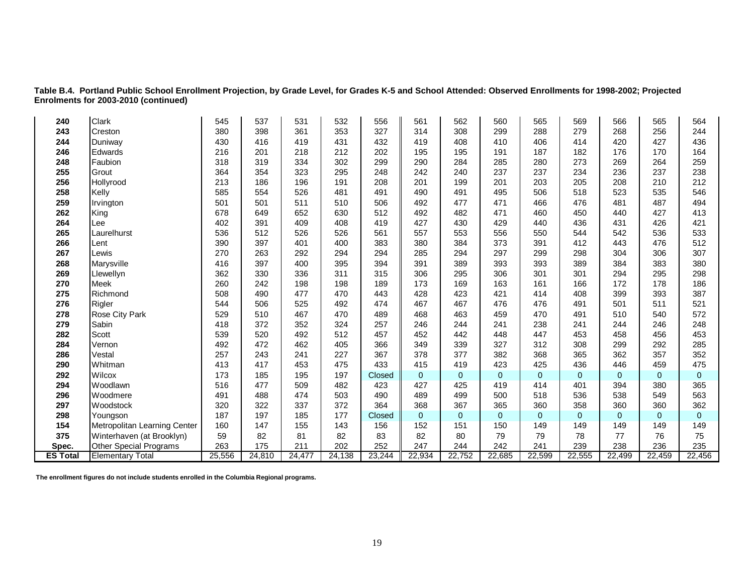**Table B.4. Portland Public School Enrollment Projection, by Grade Level, for Grades K-5 and School Attended: Observed Enrollments for 1998-2002; Projected Enrolments for 2003-2010 (continued)**

| | | | | | | | | | | | | | | |
|---|---|---|---|---|---|---|---|---|---|---|---|---|---|---|
| **240** | Clark | 545 | 537 | 531 | 532 | 556 | 561 | 562 | 560 | 565 | 569 | 566 | 565 | 564 |
| **243** | Creston | 380 | 398 | 361 | 353 | 327 | 314 | 308 | 299 | 288 | 279 | 268 | 256 | 244 |
| **244** | Duniway | 430 | 416 | 419 | 431 | 432 | 419 | 408 | 410 | 406 | 414 | 420 | 427 | 436 |
| **246** | Edwards | 216 | 201 | 218 | 212 | 202 | 195 | 195 | 191 | 187 | 182 | 176 | 170 | 164 |
| **248** | Faubion | 318 | 319 | 334 | 302 | 299 | 290 | 284 | 285 | 280 | 273 | 269 | 264 | 259 |
| **255** | Grout | 364 | 354 | 323 | 295 | 248 | 242 | 240 | 237 | 237 | 234 | 236 | 237 | 238 |
| **256** | Hollyrood | 213 | 186 | 196 | 191 | 208 | 201 | 199 | 201 | 203 | 205 | 208 | 210 | 212 |
| **258** | Kelly | 585 | 554 | 526 | 481 | 491 | 490 | 491 | 495 | 506 | 518 | 523 | 535 | 546 |
| **259** | Irvington | 501 | 501 | 511 | 510 | 506 | 492 | 477 | 471 | 466 | 476 | 481 | 487 | 494 |
| **262** | King | 678 | 649 | 652 | 630 | 512 | 492 | 482 | 471 | 460 | 450 | 440 | 427 | 413 |
| **264** | Lee | 402 | 391 | 409 | 408 | 419 | 427 | 430 | 429 | 440 | 436 | 431 | 426 | 421 |
| **265** | Laurelhurst | 536 | 512 | 526 | 526 | 561 | 557 | 553 | 556 | 550 | 544 | 542 | 536 | 533 |
| **266** | Lent | 390 | 397 | 401 | 400 | 383 | 380 | 384 | 373 | 391 | 412 | 443 | 476 | 512 |
| **267** | Lewis | 270 | 263 | 292 | 294 | 294 | 285 | 294 | 297 | 299 | 298 | 304 | 306 | 307 |
| **268** | Marysville | 416 | 397 | 400 | 395 | 394 | 391 | 389 | 393 | 393 | 389 | 384 | 383 | 380 |
| **269** | Llewellyn | 362 | 330 | 336 | 311 | 315 | 306 | 295 | 306 | 301 | 301 | 294 | 295 | 298 |
| **270** | Meek | 260 | 242 | 198 | 198 | 189 | 173 | 169 | 163 | 161 | 166 | 172 | 178 | 186 |
| **275** | Richmond | 508 | 490 | 477 | 470 | 443 | 428 | 423 | 421 | 414 | 408 | 399 | 393 | 387 |
| **276** | Rigler | 544 | 506 | 525 | 492 | 474 | 467 | 467 | 476 | 476 | 491 | 501 | 511 | 521 |
| **278** | Rose City Park | 529 | 510 | 467 | 470 | 489 | 468 | 463 | 459 | 470 | 491 | 510 | 540 | 572 |
| **279** | Sabin | 418 | 372 | 352 | 324 | 257 | 246 | 244 | 241 | 238 | 241 | 244 | 246 | 248 |
| **282** | Scott | 539 | 520 | 492 | 512 | 457 | 452 | 442 | 448 | 447 | 453 | 458 | 456 | 453 |
| **284** | Vernon | 492 | 472 | 462 | 405 | 366 | 349 | 339 | 327 | 312 | 308 | 299 | 292 | 285 |
| **286** | Vestal | 257 | 243 | 241 | 227 | 367 | 378 | 377 | 382 | 368 | 365 | 362 | 357 | 352 |
| **290** | Whitman | 413 | 417 | 453 | 475 | 433 | 415 | 419 | 423 | 425 | 436 | 446 | 459 | 475 |
| **292** | Wilcox | 173 | 185 | 195 | 197 | Closed | 0 | 0 | 0 | 0 | 0 | 0 | 0 | 0 |
| **294** | Woodlawn | 516 | 477 | 509 | 482 | 423 | 427 | 425 | 419 | 414 | 401 | 394 | 380 | 365 |
| **296** | Woodmere | 491 | 488 | 474 | 503 | 490 | 489 | 499 | 500 | 518 | 536 | 538 | 549 | 563 |
| **297** | Woodstock | 320 | 322 | 337 | 372 | 364 | 368 | 367 | 365 | 360 | 358 | 360 | 360 | 362 |
| **298** | Youngson | 187 | 197 | 185 | 177 | Closed | 0 | 0 | 0 | 0 | 0 | 0 | 0 | 0 |
| **154** | Metropolitan Learning Center | 160 | 147 | 155 | 143 | 156 | 152 | 151 | 150 | 149 | 149 | 149 | 149 | 149 |
| **375** | Winterhaven (at Brooklyn) | 59 | 82 | 81 | 82 | 83 | 82 | 80 | 79 | 79 | 78 | 77 | 76 | 75 |
| **Spec.** | Other Special Programs | 263 | 175 | 211 | 202 | 252 | 247 | 244 | 242 | 241 | 239 | 238 | 236 | 235 |
| **ES Total** | Elementary Total | 25,556 | 24,810 | 24,477 | 24,138 | 23,244 | 22,934 | 22,752 | 22,685 | 22,599 | 22,555 | 22,499 | 22,459 | 22,456 |

**The enrollment figures do not include students enrolled in the Columbia Regional programs.**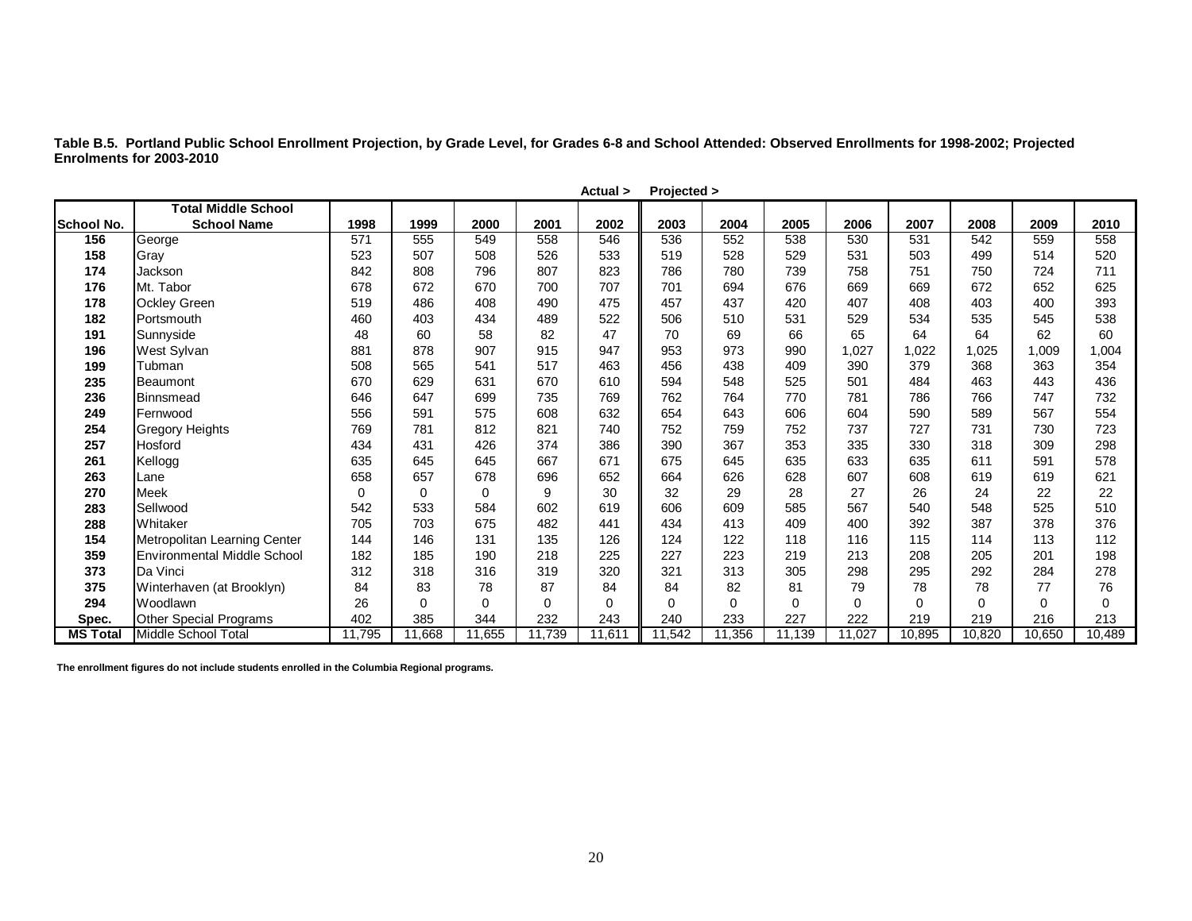**Table B.5. Portland Public School Enrollment Projection, by Grade Level, for Grades 6-8 and School Attended: Observed Enrollments for 1998-2002; Projected Enrolments for 2003-2010**

| | | | | | | Actual > | Projected > | | | | | | | |
|---|---|---|---|---|---|---|---|---|---|---|---|---|---|---|
| **School No.** | **Total Middle School School Name** | **1998** | **1999** | **2000** | **2001** | **2002** | **2003** | **2004** | **2005** | **2006** | **2007** | **2008** | **2009** | **2010** |
| **156** | George | 571 | 555 | 549 | 558 | 546 | 536 | 552 | 538 | 530 | 531 | 542 | 559 | 558 |
| **158** | Gray | 523 | 507 | 508 | 526 | 533 | 519 | 528 | 529 | 531 | 503 | 499 | 514 | 520 |
| **174** | Jackson | 842 | 808 | 796 | 807 | 823 | 786 | 780 | 739 | 758 | 751 | 750 | 724 | 711 |
| **176** | Mt. Tabor | 678 | 672 | 670 | 700 | 707 | 701 | 694 | 676 | 669 | 669 | 672 | 652 | 625 |
| **178** | Ockley Green | 519 | 486 | 408 | 490 | 475 | 457 | 437 | 420 | 407 | 408 | 403 | 400 | 393 |
| **182** | Portsmouth | 460 | 403 | 434 | 489 | 522 | 506 | 510 | 531 | 529 | 534 | 535 | 545 | 538 |
| **191** | Sunnyside | 48 | 60 | 58 | 82 | 47 | 70 | 69 | 66 | 65 | 64 | 64 | 62 | 60 |
| **196** | West Sylvan | 881 | 878 | 907 | 915 | 947 | 953 | 973 | 990 | 1,027 | 1,022 | 1,025 | 1,009 | 1,004 |
| **199** | Tubman | 508 | 565 | 541 | 517 | 463 | 456 | 438 | 409 | 390 | 379 | 368 | 363 | 354 |
| **235** | Beaumont | 670 | 629 | 631 | 670 | 610 | 594 | 548 | 525 | 501 | 484 | 463 | 443 | 436 |
| **236** | Binnsmead | 646 | 647 | 699 | 735 | 769 | 762 | 764 | 770 | 781 | 786 | 766 | 747 | 732 |
| **249** | Fernwood | 556 | 591 | 575 | 608 | 632 | 654 | 643 | 606 | 604 | 590 | 589 | 567 | 554 |
| **254** | Gregory Heights | 769 | 781 | 812 | 821 | 740 | 752 | 759 | 752 | 737 | 727 | 731 | 730 | 723 |
| **257** | Hosford | 434 | 431 | 426 | 374 | 386 | 390 | 367 | 353 | 335 | 330 | 318 | 309 | 298 |
| **261** | Kellogg | 635 | 645 | 645 | 667 | 671 | 675 | 645 | 635 | 633 | 635 | 611 | 591 | 578 |
| **263** | Lane | 658 | 657 | 678 | 696 | 652 | 664 | 626 | 628 | 607 | 608 | 619 | 619 | 621 |
| **270** | Meek | 0 | 0 | 0 | 9 | 30 | 32 | 29 | 28 | 27 | 26 | 24 | 22 | 22 |
| **283** | Sellwood | 542 | 533 | 584 | 602 | 619 | 606 | 609 | 585 | 567 | 540 | 548 | 525 | 510 |
| **288** | Whitaker | 705 | 703 | 675 | 482 | 441 | 434 | 413 | 409 | 400 | 392 | 387 | 378 | 376 |
| **154** | Metropolitan Learning Center | 144 | 146 | 131 | 135 | 126 | 124 | 122 | 118 | 116 | 115 | 114 | 113 | 112 |
| **359** | Environmental Middle School | 182 | 185 | 190 | 218 | 225 | 227 | 223 | 219 | 213 | 208 | 205 | 201 | 198 |
| **373** | Da Vinci | 312 | 318 | 316 | 319 | 320 | 321 | 313 | 305 | 298 | 295 | 292 | 284 | 278 |
| **375** | Winterhaven (at Brooklyn) | 84 | 83 | 78 | 87 | 84 | 84 | 82 | 81 | 79 | 78 | 78 | 77 | 76 |
| **294** | Woodlawn | 26 | 0 | 0 | 0 | 0 | 0 | 0 | 0 | 0 | 0 | 0 | 0 | 0 |
| **Spec.** | Other Special Programs | 402 | 385 | 344 | 232 | 243 | 240 | 233 | 227 | 222 | 219 | 219 | 216 | 213 |
| **MS Total** | Middle School Total | 11,795 | 11,668 | 11,655 | 11,739 | 11,611 | 11,542 | 11,356 | 11,139 | 11,027 | 10,895 | 10,820 | 10,650 | 10,489 |

**The enrollment figures do not include students enrolled in the Columbia Regional programs.**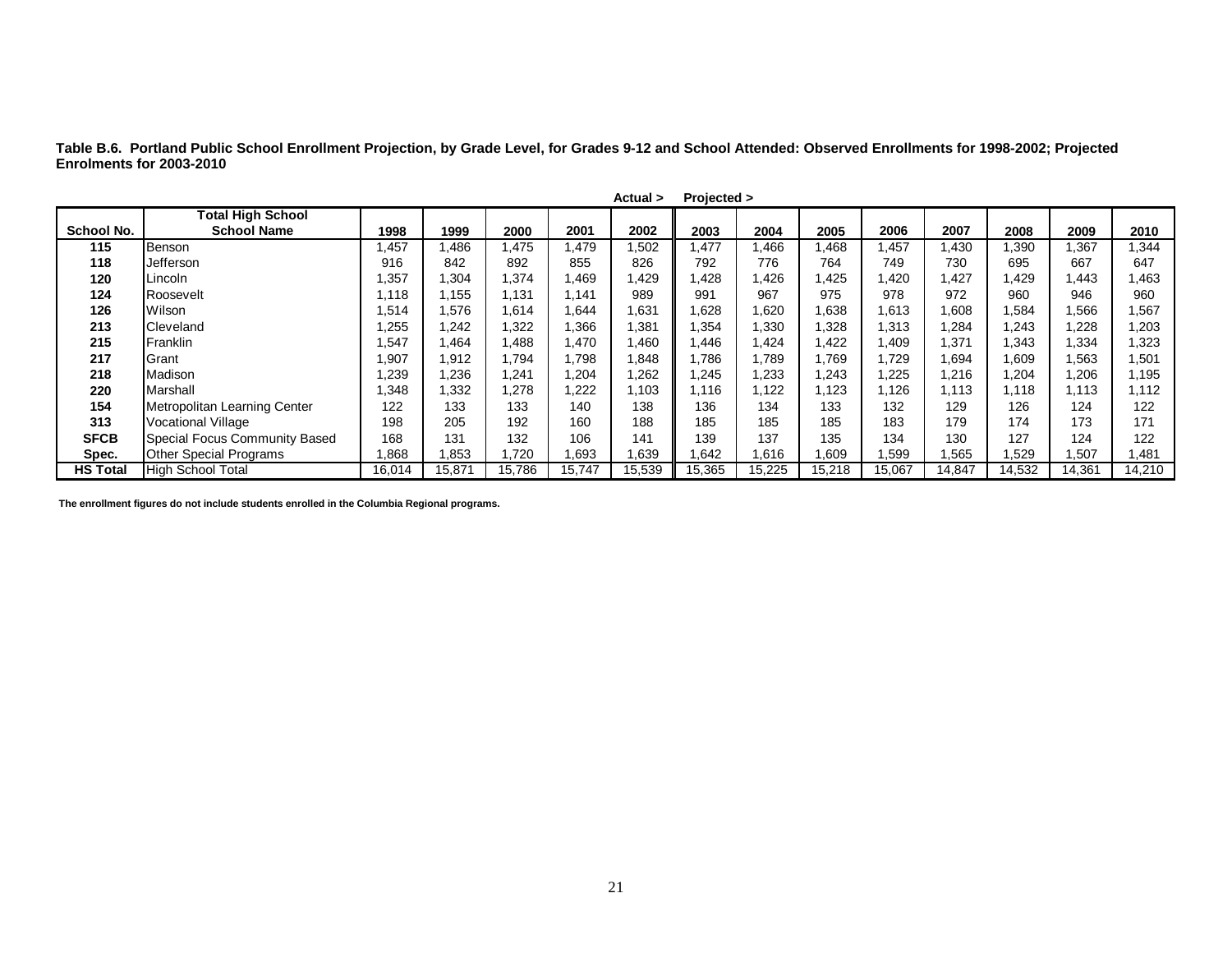**Table B.6. Portland Public School Enrollment Projection, by Grade Level, for Grades 9-12 and School Attended: Observed Enrollments for 1998-2002; Projected Enrolments for 2003-2010**

| | | | | | | Actual > | Projected > | | | | | | | |
|---|---|---|---|---|---|---|---|---|---|---|---|---|---|---|
| School No. | Total High School School Name | 1998 | 1999 | 2000 | 2001 | 2002 | 2003 | 2004 | 2005 | 2006 | 2007 | 2008 | 2009 | 2010 |
| 115 | Benson | 1,457 | 1,486 | 1,475 | 1,479 | 1,502 | 1,477 | 1,466 | 1,468 | 1,457 | 1,430 | 1,390 | 1,367 | 1,344 |
| 118 | Jefferson | 916 | 842 | 892 | 855 | 826 | 792 | 776 | 764 | 749 | 730 | 695 | 667 | 647 |
| 120 | Lincoln | 1,357 | 1,304 | 1,374 | 1,469 | 1,429 | 1,428 | 1,426 | 1,425 | 1,420 | 1,427 | 1,429 | 1,443 | 1,463 |
| 124 | Roosevelt | 1,118 | 1,155 | 1,131 | 1,141 | 989 | 991 | 967 | 975 | 978 | 972 | 960 | 946 | 960 |
| 126 | Wilson | 1,514 | 1,576 | 1,614 | 1,644 | 1,631 | 1,628 | 1,620 | 1,638 | 1,613 | 1,608 | 1,584 | 1,566 | 1,567 |
| 213 | Cleveland | 1,255 | 1,242 | 1,322 | 1,366 | 1,381 | 1,354 | 1,330 | 1,328 | 1,313 | 1,284 | 1,243 | 1,228 | 1,203 |
| 215 | Franklin | 1,547 | 1,464 | 1,488 | 1,470 | 1,460 | 1,446 | 1,424 | 1,422 | 1,409 | 1,371 | 1,343 | 1,334 | 1,323 |
| 217 | Grant | 1,907 | 1,912 | 1,794 | 1,798 | 1,848 | 1,786 | 1,789 | 1,769 | 1,729 | 1,694 | 1,609 | 1,563 | 1,501 |
| 218 | Madison | 1,239 | 1,236 | 1,241 | 1,204 | 1,262 | 1,245 | 1,233 | 1,243 | 1,225 | 1,216 | 1,204 | 1,206 | 1,195 |
| 220 | Marshall | 1,348 | 1,332 | 1,278 | 1,222 | 1,103 | 1,116 | 1,122 | 1,123 | 1,126 | 1,113 | 1,118 | 1,113 | 1,112 |
| 154 | Metropolitan Learning Center | 122 | 133 | 133 | 140 | 138 | 136 | 134 | 133 | 132 | 129 | 126 | 124 | 122 |
| 313 | Vocational Village | 198 | 205 | 192 | 160 | 188 | 185 | 185 | 185 | 183 | 179 | 174 | 173 | 171 |
| SFCB | Special Focus Community Based | 168 | 131 | 132 | 106 | 141 | 139 | 137 | 135 | 134 | 130 | 127 | 124 | 122 |
| Spec. | Other Special Programs | 1,868 | 1,853 | 1,720 | 1,693 | 1,639 | 1,642 | 1,616 | 1,609 | 1,599 | 1,565 | 1,529 | 1,507 | 1,481 |
| HS Total | High School Total | 16,014 | 15,871 | 15,786 | 15,747 | 15,539 | 15,365 | 15,225 | 15,218 | 15,067 | 14,847 | 14,532 | 14,361 | 14,210 |

The enrollment figures do not include students enrolled in the Columbia Regional programs.